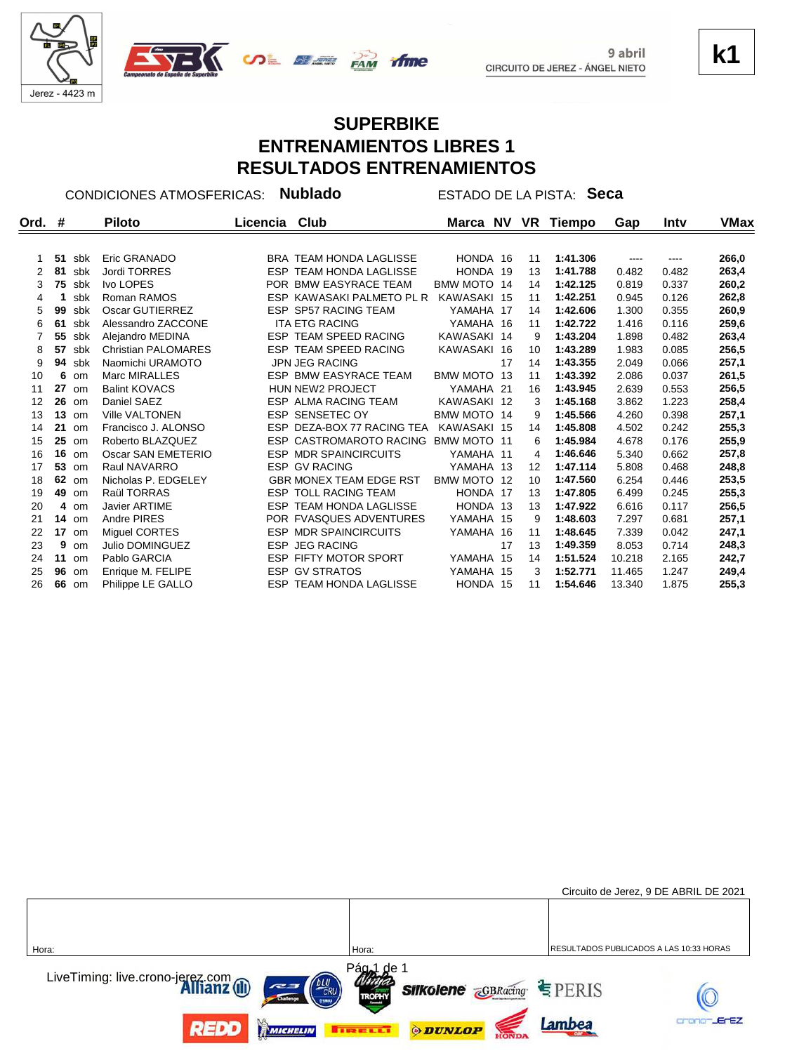Jerez - 4423 m

9 abril
CIRCUITO DE JEREZ - ÁNGEL NIETO

**k1**

# SUPERBIKE
# ENTRENAMIENTOS LIBRES 1
# RESULTADOS ENTRENAMIENTOS

CONDICIONES ATMOSFERICAS: **Nublado** ESTADO DE LA PISTA: **Seca**

| Ord. | # | | Piloto | Licencia | Club | Marca | NV | VR | Tiempo | Gap | Intv | VMax |
|---|---|---|---|---|---|---|---|---|---|---|---|---|
| 1 | **51** | sbk | Eric GRANADO | BRA | TEAM HONDA LAGLISSE | HONDA | 16 | 11 | **1:41.306** | ---- | ---- | **266,0** |
| 2 | **81** | sbk | Jordi TORRES | ESP | TEAM HONDA LAGLISSE | HONDA | 19 | 13 | **1:41.788** | 0.482 | 0.482 | **263,4** |
| 3 | **75** | sbk | Ivo LOPES | POR | BMW EASYRACE TEAM | BMW MOTO | 14 | 14 | **1:42.125** | 0.819 | 0.337 | **260,2** |
| 4 | **1** | sbk | Roman RAMOS | ESP | KAWASAKI PALMETO PL R | KAWASAKI | 15 | 11 | **1:42.251** | 0.945 | 0.126 | **262,8** |
| 5 | **99** | sbk | Oscar GUTIERREZ | ESP | SP57 RACING TEAM | YAMAHA | 17 | 14 | **1:42.606** | 1.300 | 0.355 | **260,9** |
| 6 | **61** | sbk | Alessandro ZACCONE | ITA | ETG RACING | YAMAHA | 16 | 11 | **1:42.722** | 1.416 | 0.116 | **259,6** |
| 7 | **55** | sbk | Alejandro MEDINA | ESP | TEAM SPEED RACING | KAWASAKI | 14 | 9 | **1:43.204** | 1.898 | 0.482 | **263,4** |
| 8 | **57** | sbk | Christian PALOMARES | ESP | TEAM SPEED RACING | KAWASAKI | 16 | 10 | **1:43.289** | 1.983 | 0.085 | **256,5** |
| 9 | **94** | sbk | Naomichi URAMOTO | JPN | JEG RACING | | 17 | 14 | **1:43.355** | 2.049 | 0.066 | **257,1** |
| 10 | **6** | om | Marc MIRALLES | ESP | BMW EASYRACE TEAM | BMW MOTO | 13 | 11 | **1:43.392** | 2.086 | 0.037 | **261,5** |
| 11 | **27** | om | Balint KOVACS | HUN | NEW2 PROJECT | YAMAHA | 21 | 16 | **1:43.945** | 2.639 | 0.553 | **256,5** |
| 12 | **26** | om | Daniel SAEZ | ESP | ALMA RACING TEAM | KAWASAKI | 12 | 3 | **1:45.168** | 3.862 | 1.223 | **258,4** |
| 13 | **13** | om | Ville VALTONEN | ESP | SENSETEC OY | BMW MOTO | 14 | 9 | **1:45.566** | 4.260 | 0.398 | **257,1** |
| 14 | **21** | om | Francisco J. ALONSO | ESP | DEZA-BOX 77 RACING TEA | KAWASAKI | 15 | 14 | **1:45.808** | 4.502 | 0.242 | **255,3** |
| 15 | **25** | om | Roberto BLAZQUEZ | ESP | CASTROMAROTO RACING | BMW MOTO | 11 | 6 | **1:45.984** | 4.678 | 0.176 | **255,9** |
| 16 | **16** | om | Oscar SAN EMETERIO | ESP | MDR SPAINCIRCUITS | YAMAHA | 11 | 4 | **1:46.646** | 5.340 | 0.662 | **257,8** |
| 17 | **53** | om | Raul NAVARRO | ESP | GV RACING | YAMAHA | 13 | 12 | **1:47.114** | 5.808 | 0.468 | **248,8** |
| 18 | **62** | om | Nicholas P. EDGELEY | GBR | MONEX TEAM EDGE RST | BMW MOTO | 12 | 10 | **1:47.560** | 6.254 | 0.446 | **253,5** |
| 19 | **49** | om | Raül TORRAS | ESP | TOLL RACING TEAM | HONDA | 17 | 13 | **1:47.805** | 6.499 | 0.245 | **255,3** |
| 20 | **4** | om | Javier ARTIME | ESP | TEAM HONDA LAGLISSE | HONDA | 13 | 13 | **1:47.922** | 6.616 | 0.117 | **256,5** |
| 21 | **14** | om | Andre PIRES | POR | FVASQUES ADVENTURES | YAMAHA | 15 | 9 | **1:48.603** | 7.297 | 0.681 | **257,1** |
| 22 | **17** | om | Miguel CORTES | ESP | MDR SPAINCIRCUITS | YAMAHA | 16 | 11 | **1:48.645** | 7.339 | 0.042 | **247,1** |
| 23 | **9** | om | Julio DOMINGUEZ | ESP | JEG RACING | | 17 | 13 | **1:49.359** | 8.053 | 0.714 | **248,3** |
| 24 | **11** | om | Pablo GARCIA | ESP | FIFTY MOTOR SPORT | YAMAHA | 15 | 14 | **1:51.524** | 10.218 | 2.165 | **242,7** |
| 25 | **96** | om | Enrique M. FELIPE | ESP | GV STRATOS | YAMAHA | 15 | 3 | **1:52.771** | 11.465 | 1.247 | **249,4** |
| 26 | **66** | om | Philippe LE GALLO | ESP | TEAM HONDA LAGLISSE | HONDA | 15 | 11 | **1:54.646** | 13.340 | 1.875 | **255,3** |

Circuito de Jerez, 9 DE ABRIL DE 2021

| Hora: | Hora: | RESULTADOS PUBLICADOS A LAS 10:33 HORAS |
|---|---|---|

LiveTiming: live.crono-jerez.com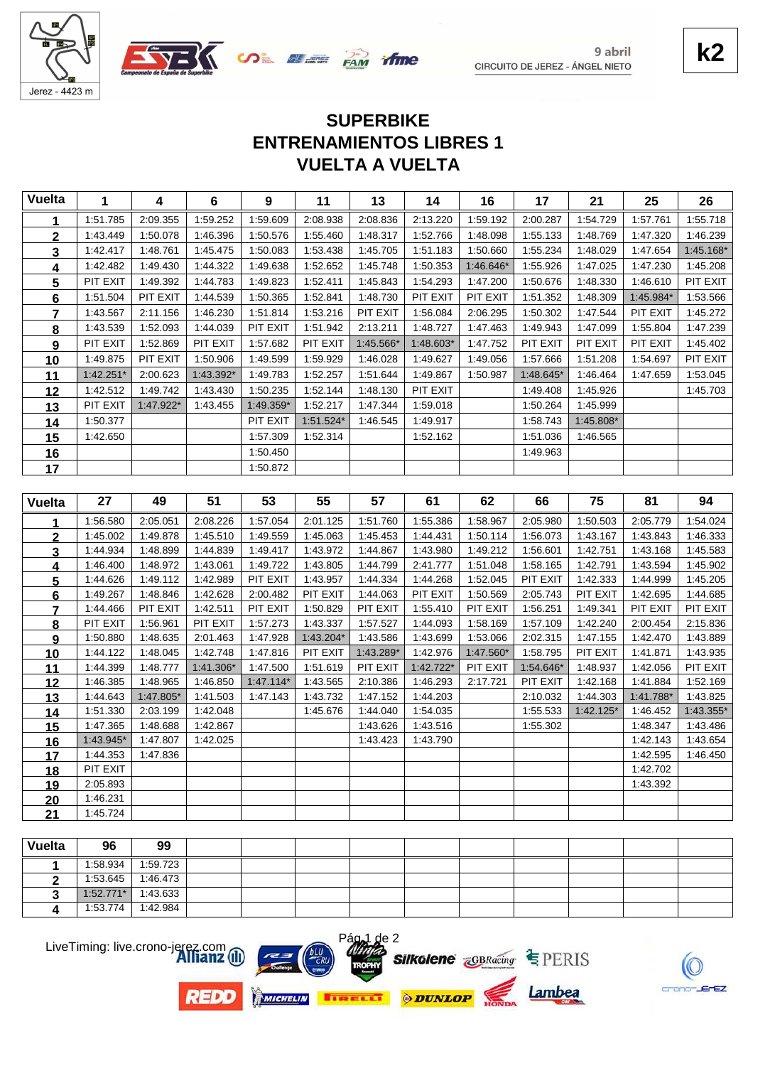9 abril
CIRCUITO DE JEREZ - ÁNGEL NIETO

Jerez - 4423 m

**k2**

## SUPERBIKE
## ENTRENAMIENTOS LIBRES 1
## VUELTA A VUELTA

| Vuelta | 1 | 4 | 6 | 9 | 11 | 13 | 14 | 16 | 17 | 21 | 25 | 26 |
|---|---|---|---|---|---|---|---|---|---|---|---|---|
| 1 | 1:51.785 | 2:09.355 | 1:59.252 | 1:59.609 | 2:08.938 | 2:08.836 | 2:13.220 | 1:59.192 | 2:00.287 | 1:54.729 | 1:57.761 | 1:55.718 |
| 2 | 1:43.449 | 1:50.078 | 1:46.396 | 1:50.576 | 1:55.460 | 1:48.317 | 1:52.766 | 1:48.098 | 1:55.133 | 1:48.769 | 1:47.320 | 1:46.239 |
| 3 | 1:42.417 | 1:48.761 | 1:45.475 | 1:50.083 | 1:53.438 | 1:45.705 | 1:51.183 | 1:50.660 | 1:55.234 | 1:48.029 | 1:47.654 | 1:45.168* |
| 4 | 1:42.482 | 1:49.430 | 1:44.322 | 1:49.638 | 1:52.652 | 1:45.748 | 1:50.353 | 1:46.646* | 1:55.926 | 1:47.025 | 1:47.230 | 1:45.208 |
| 5 | PIT EXIT | 1:49.392 | 1:44.783 | 1:49.823 | 1:52.411 | 1:45.843 | 1:54.293 | 1:47.200 | 1:50.676 | 1:48.330 | 1:46.610 | PIT EXIT |
| 6 | 1:51.504 | PIT EXIT | 1:44.539 | 1:50.365 | 1:52.841 | 1:48.730 | PIT EXIT | PIT EXIT | 1:51.352 | 1:48.309 | 1:45.984* | 1:53.566 |
| 7 | 1:43.567 | 2:11.156 | 1:46.230 | 1:51.814 | 1:53.216 | PIT EXIT | 1:56.084 | 2:06.295 | 1:50.302 | 1:47.544 | PIT EXIT | 1:45.272 |
| 8 | 1:43.539 | 1:52.093 | 1:44.039 | PIT EXIT | 1:51.942 | 2:13.211 | 1:48.727 | 1:47.463 | 1:49.943 | 1:47.099 | 1:55.804 | 1:47.239 |
| 9 | PIT EXIT | 1:52.869 | PIT EXIT | 1:57.682 | PIT EXIT | 1:45.566* | 1:48.603* | 1:47.752 | PIT EXIT | PIT EXIT | PIT EXIT | 1:45.402 |
| 10 | 1:49.875 | PIT EXIT | 1:50.906 | 1:49.599 | 1:59.929 | 1:46.028 | 1:49.627 | 1:49.056 | 1:57.666 | 1:51.208 | 1:54.697 | PIT EXIT |
| 11 | 1:42.251* | 2:00.623 | 1:43.392* | 1:49.783 | 1:52.257 | 1:51.644 | 1:49.867 | 1:50.987 | 1:48.645* | 1:46.464 | 1:47.659 | 1:53.045 |
| 12 | 1:42.512 | 1:49.742 | 1:43.430 | 1:50.235 | 1:52.144 | 1:48.130 | PIT EXIT | | 1:49.408 | 1:45.926 | | 1:45.703 |
| 13 | PIT EXIT | 1:47.922* | 1:43.455 | 1:49.359* | 1:52.217 | 1:47.344 | 1:59.018 | | 1:50.264 | 1:45.999 | | |
| 14 | 1:50.377 | | | PIT EXIT | 1:51.524* | 1:46.545 | 1:49.917 | | 1:58.743 | 1:45.808* | | |
| 15 | 1:42.650 | | | 1:57.309 | 1:52.314 | | 1:52.162 | | 1:51.036 | 1:46.565 | | |
| 16 | | | | 1:50.450 | | | | | 1:49.963 | | | |
| 17 | | | | 1:50.872 | | | | | | | | |

| Vuelta | 27 | 49 | 51 | 53 | 55 | 57 | 61 | 62 | 66 | 75 | 81 | 94 |
|---|---|---|---|---|---|---|---|---|---|---|---|---|
| 1 | 1:56.580 | 2:05.051 | 2:08.226 | 1:57.054 | 2:01.125 | 1:51.760 | 1:55.386 | 1:58.967 | 2:05.980 | 1:50.503 | 2:05.779 | 1:54.024 |
| 2 | 1:45.002 | 1:49.878 | 1:45.510 | 1:49.559 | 1:45.063 | 1:45.453 | 1:44.431 | 1:50.114 | 1:56.073 | 1:43.167 | 1:43.843 | 1:46.333 |
| 3 | 1:44.934 | 1:48.899 | 1:44.839 | 1:49.417 | 1:43.972 | 1:44.867 | 1:43.980 | 1:49.212 | 1:56.601 | 1:42.751 | 1:43.168 | 1:45.583 |
| 4 | 1:46.400 | 1:48.972 | 1:43.061 | 1:49.722 | 1:43.805 | 1:44.799 | 2:41.777 | 1:51.048 | 1:58.165 | 1:42.791 | 1:43.594 | 1:45.902 |
| 5 | 1:44.626 | 1:49.112 | 1:42.989 | PIT EXIT | 1:43.957 | 1:44.334 | 1:44.268 | 1:52.045 | PIT EXIT | 1:42.333 | 1:44.999 | 1:45.205 |
| 6 | 1:49.267 | 1:48.846 | 1:42.628 | 2:00.482 | PIT EXIT | 1:44.063 | PIT EXIT | 1:50.569 | 2:05.743 | PIT EXIT | 1:42.695 | 1:44.685 |
| 7 | 1:44.466 | PIT EXIT | 1:42.511 | PIT EXIT | 1:50.829 | PIT EXIT | 1:55.410 | PIT EXIT | 1:56.251 | 1:49.341 | PIT EXIT | PIT EXIT |
| 8 | PIT EXIT | 1:56.961 | PIT EXIT | 1:57.273 | 1:43.337 | 1:57.527 | 1:44.093 | 1:58.169 | 1:57.109 | 1:42.240 | 2:00.454 | 2:15.836 |
| 9 | 1:50.880 | 1:48.635 | 2:01.463 | 1:47.928 | 1:43.204* | 1:43.586 | 1:43.699 | 1:53.066 | 2:02.315 | 1:47.155 | 1:42.470 | 1:43.889 |
| 10 | 1:44.122 | 1:48.045 | 1:42.748 | 1:47.816 | PIT EXIT | 1:43.289* | 1:42.976 | 1:47.560* | 1:58.795 | PIT EXIT | 1:41.871 | 1:43.935 |
| 11 | 1:44.399 | 1:48.777 | 1:41.306* | 1:47.500 | 1:51.619 | PIT EXIT | 1:42.722* | PIT EXIT | 1:54.646* | 1:48.937 | 1:42.056 | PIT EXIT |
| 12 | 1:46.385 | 1:48.965 | 1:46.850 | 1:47.114* | 1:43.565 | 2:10.386 | 1:46.293 | 2:17.721 | PIT EXIT | 1:42.168 | 1:41.884 | 1:52.169 |
| 13 | 1:44.643 | 1:47.805* | 1:41.503 | 1:47.143 | 1:43.732 | 1:47.152 | 1:44.203 | | 2:10.032 | 1:44.303 | 1:41.788* | 1:43.825 |
| 14 | 1:51.330 | 2:03.199 | 1:42.048 | | 1:45.676 | 1:44.040 | 1:54.035 | | 1:55.533 | 1:42.125* | 1:46.452 | 1:43.355* |
| 15 | 1:47.365 | 1:48.688 | 1:42.867 | | | 1:43.626 | 1:43.516 | | 1:55.302 | | 1:48.347 | 1:43.486 |
| 16 | 1:43.945* | 1:47.807 | 1:42.025 | | | 1:43.423 | 1:43.790 | | | | 1:42.143 | 1:43.654 |
| 17 | 1:44.353 | 1:47.836 | | | | | | | | | 1:42.595 | 1:46.450 |
| 18 | PIT EXIT | | | | | | | | | | 1:42.702 | |
| 19 | 2:05.893 | | | | | | | | | | 1:43.392 | |
| 20 | 1:46.231 | | | | | | | | | | | |
| 21 | 1:45.724 | | | | | | | | | | | |

| Vuelta | 96 | 99 |
|---|---|---|
| 1 | 1:58.934 | 1:59.723 |
| 2 | 1:53.645 | 1:46.473 |
| 3 | 1:52.771* | 1:43.633 |
| 4 | 1:53.774 | 1:42.984 |

LiveTiming: live.crono-jerez.com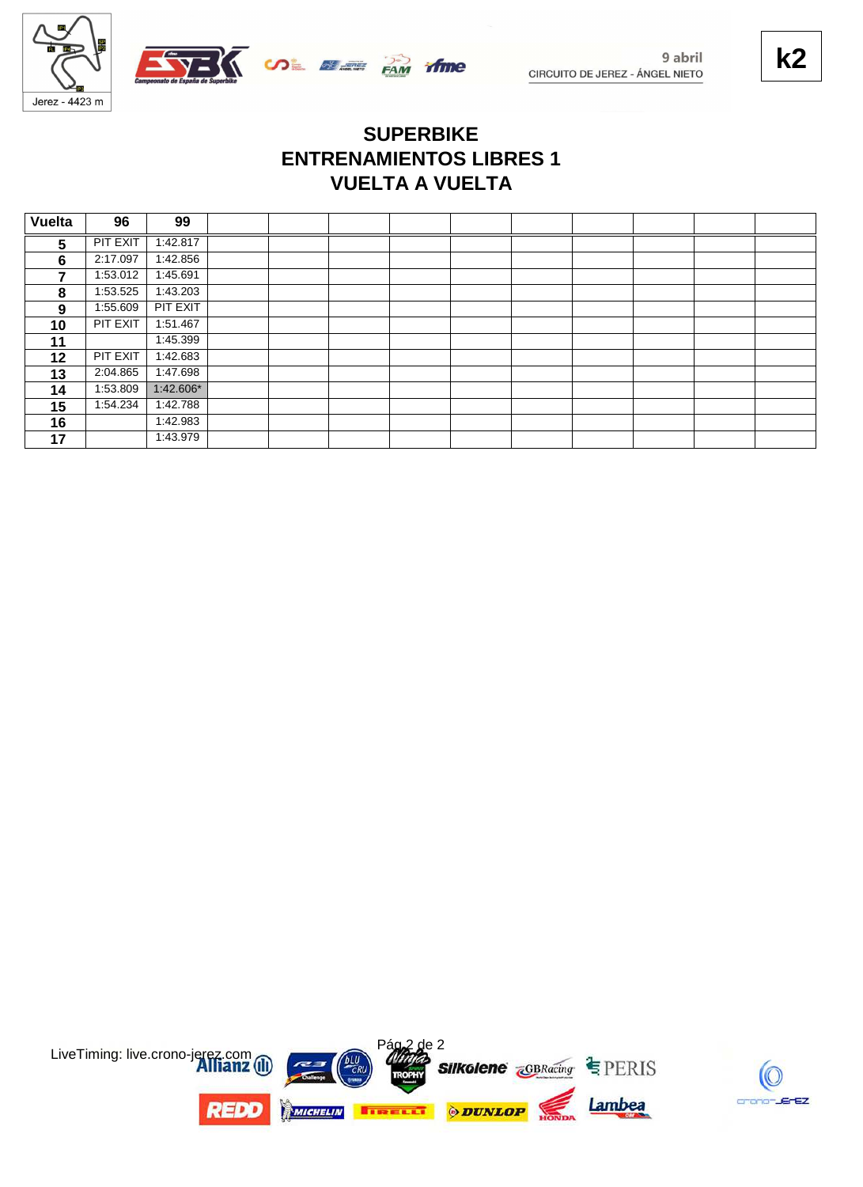k2

9 abril
CIRCUITO DE JEREZ - ÁNGEL NIETO

# SUPERBIKE
## ENTRENAMIENTOS LIBRES 1
## VUELTA A VUELTA

| Vuelta | 96 | 99 | | | | | | | | | |
|---|---|---|---|---|---|---|---|---|---|---|---|
| 5 | PIT EXIT | 1:42.817 | | | | | | | | | |
| 6 | 2:17.097 | 1:42.856 | | | | | | | | | |
| 7 | 1:53.012 | 1:45.691 | | | | | | | | | |
| 8 | 1:53.525 | 1:43.203 | | | | | | | | | |
| 9 | 1:55.609 | PIT EXIT | | | | | | | | | |
| 10 | PIT EXIT | 1:51.467 | | | | | | | | | |
| 11 | | 1:45.399 | | | | | | | | | |
| 12 | PIT EXIT | 1:42.683 | | | | | | | | | |
| 13 | 2:04.865 | 1:47.698 | | | | | | | | | |
| 14 | 1:53.809 | 1:42.606* | | | | | | | | | |
| 15 | 1:54.234 | 1:42.788 | | | | | | | | | |
| 16 | | 1:42.983 | | | | | | | | | |
| 17 | | 1:43.979 | | | | | | | | | |

LiveTiming: live.crono-jerez.com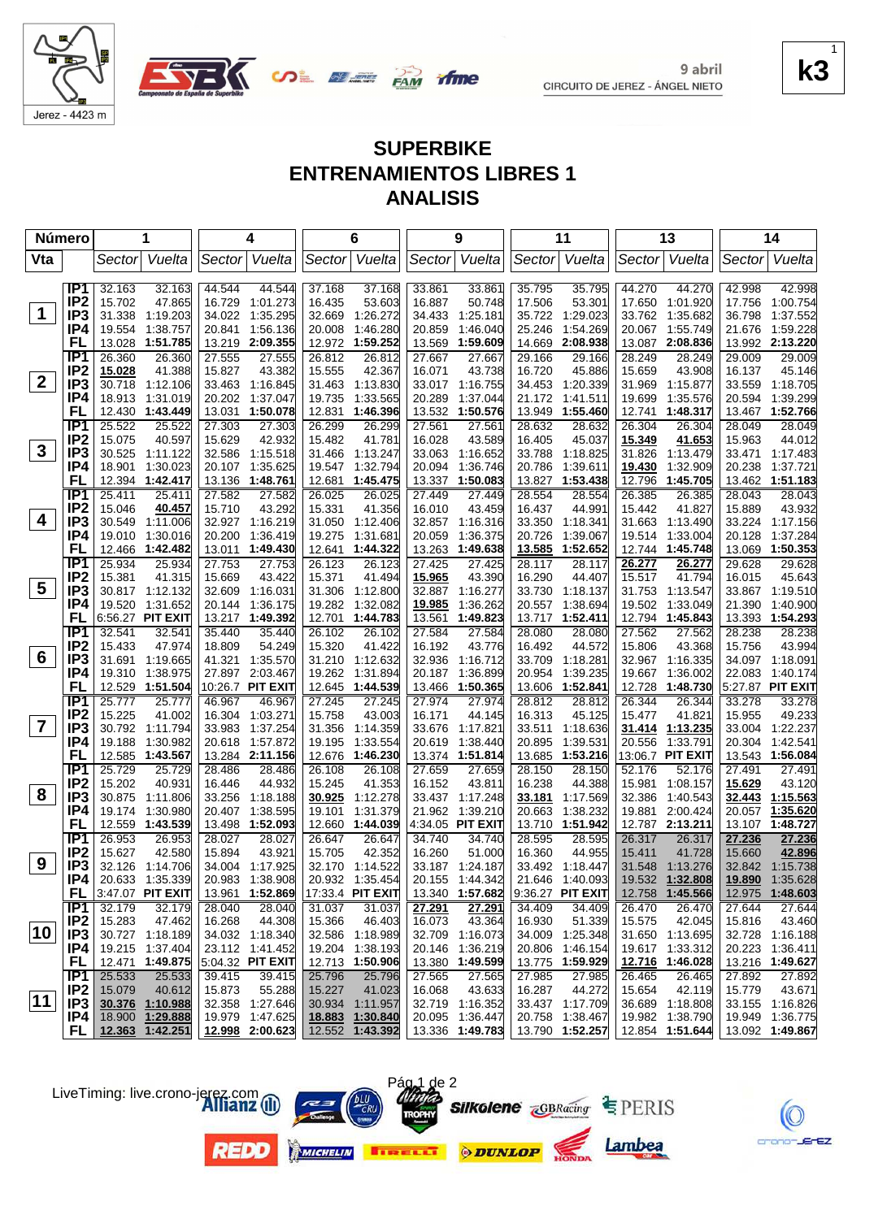9 abril
CIRCUITO DE JEREZ - ÁNGEL NIETO

Jerez - 4423 m

**k3**

# SUPERBIKE
# ENTRENAMIENTOS LIBRES 1
# ANALISIS

| Vta | | 1 Sector | 1 Vuelta | 4 Sector | 4 Vuelta | 6 Sector | 6 Vuelta | 9 Sector | 9 Vuelta | 11 Sector | 11 Vuelta | 13 Sector | 13 Vuelta | 14 Sector | 14 Vuelta |
|---|---|---|---|---|---|---|---|---|---|---|---|---|---|---|---|
| 1 | IP1 | 32.163 | 32.163 | 44.544 | 44.544 | 37.168 | 37.168 | 33.861 | 33.861 | 35.795 | 35.795 | 44.270 | 44.270 | 42.998 | 42.998 |
| | IP2 | 15.702 | 47.865 | 16.729 | 1:01.273 | 16.435 | 53.603 | 16.887 | 50.748 | 17.506 | 53.301 | 17.650 | 1:01.920 | 17.756 | 1:00.754 |
| | IP3 | 31.338 | 1:19.203 | 34.022 | 1:35.295 | 32.669 | 1:26.272 | 34.433 | 1:25.181 | 35.722 | 1:29.023 | 33.762 | 1:35.682 | 36.798 | 1:37.552 |
| | IP4 | 19.554 | 1:38.757 | 20.841 | 1:56.136 | 20.008 | 1:46.280 | 20.859 | 1:46.040 | 25.246 | 1:54.269 | 20.067 | 1:55.749 | 21.676 | 1:59.228 |
| | FL | 13.028 | **1:51.785** | 13.219 | **2:09.355** | 12.972 | **1:59.252** | 13.569 | **1:59.609** | 14.669 | **2:08.938** | 13.087 | **2:08.836** | 13.992 | **2:13.220** |
| 2 | IP1 | 26.360 | 26.360 | 27.555 | 27.555 | 26.812 | 26.812 | 27.667 | 27.667 | 29.166 | 29.166 | 28.249 | 28.249 | 29.009 | 29.009 |
| | IP2 | 15.028 | 41.388 | 15.827 | 43.382 | 15.555 | 42.367 | 16.071 | 43.738 | 16.720 | 45.886 | 15.659 | 43.908 | 16.137 | 45.146 |
| | IP3 | 30.718 | 1:12.106 | 33.463 | 1:16.845 | 31.463 | 1:13.830 | 33.017 | 1:16.755 | 34.453 | 1:20.339 | 31.969 | 1:15.877 | 33.559 | 1:18.705 |
| | IP4 | 18.913 | 1:31.019 | 20.202 | 1:37.047 | 19.735 | 1:33.565 | 20.289 | 1:37.044 | 21.172 | 1:41.511 | 19.699 | 1:35.576 | 20.594 | 1:39.299 |
| | FL | 12.430 | **1:43.449** | 13.031 | **1:50.078** | 12.831 | **1:46.396** | 13.532 | **1:50.576** | 13.949 | **1:55.460** | 12.741 | **1:48.317** | 13.467 | **1:52.766** |
| 3 | IP1 | 25.522 | 25.522 | 27.303 | 27.303 | 26.299 | 26.299 | 27.561 | 27.561 | 28.632 | 28.632 | 26.304 | 26.304 | 28.049 | 28.049 |
| | IP2 | 15.075 | 40.597 | 15.629 | 42.932 | 15.482 | 41.781 | 16.028 | 43.589 | 16.405 | 45.037 | 15.349 | 41.653 | 15.963 | 44.012 |
| | IP3 | 30.525 | 1:11.122 | 32.586 | 1:15.518 | 31.466 | 1:13.247 | 33.063 | 1:16.652 | 33.788 | 1:18.825 | 31.826 | 1:13.479 | 33.471 | 1:17.483 |
| | IP4 | 18.901 | 1:30.023 | 20.107 | 1:35.625 | 19.547 | 1:32.794 | 20.094 | 1:36.746 | 20.786 | 1:39.611 | 19.430 | 1:32.909 | 20.238 | 1:37.721 |
| | FL | 12.394 | **1:42.417** | 13.136 | **1:48.761** | 12.681 | **1:45.475** | 13.337 | **1:50.083** | 13.827 | **1:53.438** | 12.796 | **1:45.705** | 13.462 | **1:51.183** |
| 4 | IP1 | 25.411 | 25.411 | 27.582 | 27.582 | 26.025 | 26.025 | 27.449 | 27.449 | 28.554 | 28.554 | 26.385 | 26.385 | 28.043 | 28.043 |
| | IP2 | 15.046 | 40.457 | 15.710 | 43.292 | 15.331 | 41.356 | 16.010 | 43.459 | 16.437 | 44.991 | 15.442 | 41.827 | 15.889 | 43.932 |
| | IP3 | 30.549 | 1:11.006 | 32.927 | 1:16.219 | 31.050 | 1:12.406 | 32.857 | 1:16.316 | 33.350 | 1:18.341 | 31.663 | 1:13.490 | 33.224 | 1:17.156 |
| | IP4 | 19.010 | 1:30.016 | 20.200 | 1:36.419 | 19.275 | 1:31.681 | 20.059 | 1:36.375 | 20.726 | 1:39.067 | 19.514 | 1:33.004 | 20.128 | 1:37.284 |
| | FL | 12.466 | **1:42.482** | 13.011 | **1:49.430** | 12.641 | **1:44.322** | 13.263 | **1:49.638** | 13.585 | **1:52.652** | 12.744 | **1:45.748** | 13.069 | **1:50.353** |
| 5 | IP1 | 25.934 | 25.934 | 27.753 | 27.753 | 26.123 | 26.123 | 27.425 | 27.425 | 28.117 | 28.117 | 26.277 | 26.277 | 29.628 | 29.628 |
| | IP2 | 15.381 | 41.315 | 15.669 | 43.422 | 15.371 | 41.494 | 15.965 | 43.390 | 16.290 | 44.407 | 15.517 | 41.794 | 16.015 | 45.643 |
| | IP3 | 30.817 | 1:12.132 | 32.609 | 1:16.031 | 31.306 | 1:12.800 | 32.887 | 1:16.277 | 33.730 | 1:18.137 | 31.753 | 1:13.547 | 33.867 | 1:19.510 |
| | IP4 | 19.520 | 1:31.652 | 20.144 | 1:36.175 | 19.282 | 1:32.082 | 19.985 | 1:36.262 | 20.557 | 1:38.694 | 19.502 | 1:33.049 | 21.390 | 1:40.900 |
| | FL | 6:56.27 | **PIT EXIT** | 13.217 | **1:49.392** | 12.701 | **1:44.783** | 13.561 | **1:49.823** | 13.717 | **1:52.411** | 12.794 | **1:45.843** | 13.393 | **1:54.293** |
| 6 | IP1 | 32.541 | 32.541 | 35.440 | 35.440 | 26.102 | 26.102 | 27.584 | 27.584 | 28.080 | 28.080 | 27.562 | 27.562 | 28.238 | 28.238 |
| | IP2 | 15.433 | 47.974 | 18.809 | 54.249 | 15.320 | 41.422 | 16.192 | 43.776 | 16.492 | 44.572 | 15.806 | 43.368 | 15.756 | 43.994 |
| | IP3 | 31.691 | 1:19.665 | 41.321 | 1:35.570 | 31.210 | 1:12.632 | 32.936 | 1:16.712 | 33.709 | 1:18.281 | 32.967 | 1:16.335 | 34.097 | 1:18.091 |
| | IP4 | 19.310 | 1:38.975 | 27.897 | 2:03.467 | 19.262 | 1:31.894 | 20.187 | 1:36.899 | 20.954 | 1:39.235 | 19.667 | 1:36.002 | 22.083 | 1:40.174 |
| | FL | 12.529 | **1:51.504** | 10:26.7 | **PIT EXIT** | 12.645 | **1:44.539** | 13.466 | **1:50.365** | 13.606 | **1:52.841** | 12.728 | **1:48.730** | 5:27.87 | **PIT EXIT** |
| 7 | IP1 | 25.777 | 25.777 | 46.967 | 46.967 | 27.245 | 27.245 | 27.974 | 27.974 | 28.812 | 28.812 | 26.344 | 26.344 | 33.278 | 33.278 |
| | IP2 | 15.225 | 41.002 | 16.304 | 1:03.271 | 15.758 | 43.003 | 16.171 | 44.145 | 16.313 | 45.125 | 15.477 | 41.821 | 15.955 | 49.233 |
| | IP3 | 30.792 | 1:11.794 | 33.983 | 1:37.254 | 31.356 | 1:14.359 | 33.676 | 1:17.821 | 33.511 | 1:18.636 | 31.414 | 1:13.235 | 33.004 | 1:22.237 |
| | IP4 | 19.188 | 1:30.982 | 20.618 | 1:57.872 | 19.195 | 1:33.554 | 20.619 | 1:38.440 | 20.895 | 1:39.531 | 20.556 | 1:33.791 | 20.304 | 1:42.541 |
| | FL | 12.585 | **1:43.567** | 13.284 | **2:11.156** | 12.676 | **1:46.230** | 13.374 | **1:51.814** | 13.685 | **1:53.216** | 13:06.7 | **PIT EXIT** | 13.543 | **1:56.084** |
| 8 | IP1 | 25.729 | 25.729 | 28.486 | 28.486 | 26.108 | 26.108 | 27.659 | 27.659 | 28.150 | 28.150 | 52.176 | 52.176 | 27.491 | 27.491 |
| | IP2 | 15.202 | 40.931 | 16.446 | 44.932 | 15.245 | 41.353 | 16.152 | 43.811 | 16.238 | 44.388 | 15.981 | 1:08.157 | 15.629 | 43.120 |
| | IP3 | 30.875 | 1:11.806 | 33.256 | 1:18.188 | 30.925 | 1:12.278 | 33.437 | 1:17.248 | 33.181 | 1:17.569 | 32.386 | 1:40.543 | 32.443 | 1:15.563 |
| | IP4 | 19.174 | 1:30.980 | 20.407 | 1:38.595 | 19.101 | 1:31.379 | 21.962 | 1:39.210 | 20.663 | 1:38.232 | 19.881 | 2:00.424 | 20.057 | 1:35.620 |
| | FL | 12.559 | **1:43.539** | 13.498 | **1:52.093** | 12.660 | **1:44.039** | 4:34.05 | **PIT EXIT** | 13.710 | **1:51.942** | 12.787 | **2:13.211** | 13.107 | **1:48.727** |
| 9 | IP1 | 26.953 | 26.953 | 28.027 | 28.027 | 26.647 | 26.647 | 34.740 | 34.740 | 28.595 | 28.595 | 26.317 | 26.317 | 27.236 | 27.236 |
| | IP2 | 15.627 | 42.580 | 15.894 | 43.921 | 15.705 | 42.352 | 16.260 | 51.000 | 16.360 | 44.955 | 15.411 | 41.728 | 15.660 | 42.896 |
| | IP3 | 32.126 | 1:14.706 | 34.004 | 1:17.925 | 32.170 | 1:14.522 | 33.187 | 1:24.187 | 33.492 | 1:18.447 | 31.548 | 1:13.276 | 32.842 | 1:15.738 |
| | IP4 | 20.633 | 1:35.339 | 20.983 | 1:38.908 | 20.932 | 1:35.454 | 20.155 | 1:44.342 | 21.646 | 1:40.093 | 19.532 | 1:32.808 | 19.890 | 1:35.628 |
| | FL | 3:47.07 | **PIT EXIT** | 13.961 | **1:52.869** | 17:33.4 | **PIT EXIT** | 13.340 | **1:57.682** | 9:36.27 | **PIT EXIT** | 12.758 | **1:45.566** | 12.975 | **1:48.603** |
| 10 | IP1 | 32.179 | 32.179 | 28.040 | 28.040 | 31.037 | 31.037 | 27.291 | 27.291 | 34.409 | 34.409 | 26.470 | 26.470 | 27.644 | 27.644 |
| | IP2 | 15.283 | 47.462 | 16.268 | 44.308 | 15.366 | 46.403 | 16.073 | 43.364 | 16.930 | 51.339 | 15.575 | 42.045 | 15.816 | 43.460 |
| | IP3 | 30.727 | 1:18.189 | 34.032 | 1:18.340 | 32.586 | 1:18.989 | 32.709 | 1:16.073 | 34.009 | 1:25.348 | 31.650 | 1:13.695 | 32.728 | 1:16.188 |
| | IP4 | 19.215 | 1:37.404 | 23.112 | 1:41.452 | 19.204 | 1:38.193 | 20.146 | 1:36.219 | 20.806 | 1:46.154 | 19.617 | 1:33.312 | 20.223 | 1:36.411 |
| | FL | 12.471 | **1:49.875** | 5:04.32 | **PIT EXIT** | 12.713 | **1:50.906** | 13.380 | **1:49.599** | 13.775 | **1:59.929** | 12.716 | **1:46.028** | 13.216 | **1:49.627** |
| 11 | IP1 | 25.533 | 25.533 | 39.415 | 39.415 | 25.796 | 25.796 | 27.565 | 27.565 | 27.985 | 27.985 | 26.465 | 26.465 | 27.892 | 27.892 |
| | IP2 | 15.079 | 40.612 | 15.873 | 55.288 | 15.227 | 41.023 | 16.068 | 43.633 | 16.287 | 44.272 | 15.654 | 42.119 | 15.779 | 43.671 |
| | IP3 | 30.376 | 1:10.988 | 32.358 | 1:27.646 | 30.934 | 1:11.957 | 32.719 | 1:16.352 | 33.437 | 1:17.709 | 36.689 | 1:18.808 | 33.155 | 1:16.826 |
| | IP4 | 18.900 | 1:29.888 | 19.979 | 1:47.625 | 18.883 | 1:30.840 | 20.095 | 1:36.447 | 20.758 | 1:38.467 | 19.982 | 1:38.790 | 19.949 | 1:36.775 |
| | FL | 12.363 | **1:42.251** | 12.998 | **2:00.623** | 12.552 | **1:43.392** | 13.336 | **1:49.783** | 13.790 | **1:52.257** | 12.854 | **1:51.644** | 13.092 | **1:49.867** |

LiveTiming: live.crono-jerez.com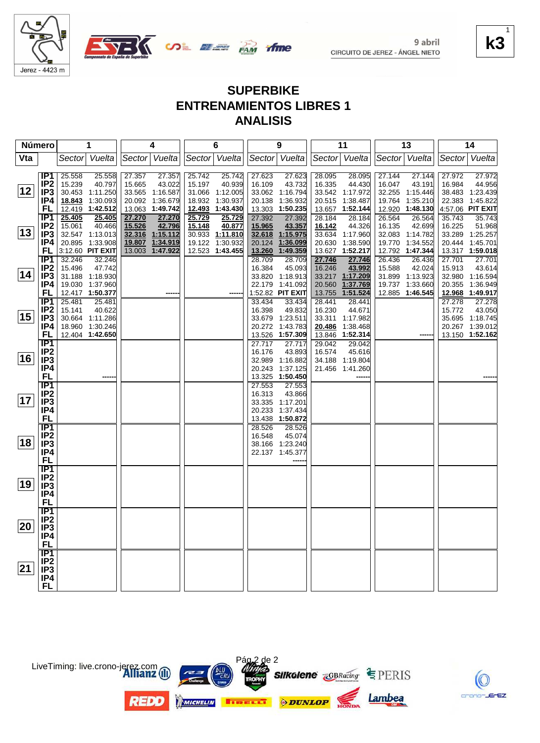# SUPERBIKE
# ENTRENAMIENTOS LIBRES 1
# ANALISIS

Jerez - 4423 m

9 abril
CIRCUITO DE JEREZ - ÁNGEL NIETO

k3

| Vta | | 1 Sector | 1 Vuelta | 4 Sector | 4 Vuelta | 6 Sector | 6 Vuelta | 9 Sector | 9 Vuelta | 11 Sector | 11 Vuelta | 13 Sector | 13 Vuelta | 14 Sector | 14 Vuelta |
|---|---|---|---|---|---|---|---|---|---|---|---|---|---|---|---|
| 12 | IP1 | 25.558 | 25.558 | 27.357 | 27.357 | 25.742 | 25.742 | 27.623 | 27.623 | 28.095 | 28.095 | 27.144 | 27.144 | 27.972 | 27.972 |
| | IP2 | 15.239 | 40.797 | 15.665 | 43.022 | 15.197 | 40.939 | 16.109 | 43.732 | 16.335 | 44.430 | 16.047 | 43.191 | 16.984 | 44.956 |
| | IP3 | 30.453 | 1:11.250 | 33.565 | 1:16.587 | 31.066 | 1:12.005 | 33.062 | 1:16.794 | 33.542 | 1:17.972 | 32.255 | 1:15.446 | 38.483 | 1:23.439 |
| | IP4 | 18.843 | 1:30.093 | 20.092 | 1:36.679 | 18.932 | 1:30.937 | 20.138 | 1:36.932 | 20.515 | 1:38.487 | 19.764 | 1:35.210 | 22.383 | 1:45.822 |
| | FL | 12.419 | **1:42.512** | 13.063 | **1:49.742** | 12.493 | **1:43.430** | 13.303 | **1:50.235** | 13.657 | **1:52.144** | 12.920 | **1:48.130** | 4:57.06 | **PIT EXIT** |
| 13 | IP1 | 25.405 | 25.405 | 27.270 | 27.270 | 25.729 | 25.729 | 27.392 | 27.392 | 28.184 | 28.184 | 26.564 | 26.564 | 35.743 | 35.743 |
| | IP2 | 15.061 | 40.466 | 15.526 | 42.796 | 15.148 | 40.877 | 15.965 | 43.357 | 16.142 | 44.326 | 16.135 | 42.699 | 16.225 | 51.968 |
| | IP3 | 32.547 | 1:13.013 | 32.316 | 1:15.112 | 30.933 | 1:11.810 | 32.618 | 1:15.975 | 33.634 | 1:17.960 | 32.083 | 1:14.782 | 33.289 | 1:25.257 |
| | IP4 | 20.895 | 1:33.908 | 19.807 | 1:34.919 | 19.122 | 1:30.932 | 20.124 | 1:36.099 | 20.630 | 1:38.590 | 19.770 | 1:34.552 | 20.444 | 1:45.701 |
| | FL | 3:12.60 | **PIT EXIT** | 13.003 | **1:47.922** | 12.523 | **1:43.455** | 13.260 | **1:49.359** | 13.627 | **1:52.217** | 12.792 | **1:47.344** | 13.317 | **1:59.018** |
| 14 | IP1 | 32.246 | 32.246 | | | | | 28.709 | 28.709 | 27.746 | 27.746 | 26.436 | 26.436 | 27.701 | 27.701 |
| | IP2 | 15.496 | 47.742 | | | | | 16.384 | 45.093 | 16.246 | 43.992 | 15.588 | 42.024 | 15.913 | 43.614 |
| | IP3 | 31.188 | 1:18.930 | | | | | 33.820 | 1:18.913 | 33.217 | 1:17.209 | 31.899 | 1:13.923 | 32.980 | 1:16.594 |
| | IP4 | 19.030 | 1:37.960 | | | | | 22.179 | 1:41.092 | 20.560 | 1:37.769 | 19.737 | 1:33.660 | 20.355 | 1:36.949 |
| | FL | 12.417 | **1:50.377** | | ------ | | ------ | 1:52.82 | **PIT EXIT** | 13.755 | **1:51.524** | 12.885 | **1:46.545** | 12.968 | **1:49.917** |
| 15 | IP1 | 25.481 | 25.481 | | | | | 33.434 | 33.434 | 28.441 | 28.441 | | | 27.278 | 27.278 |
| | IP2 | 15.141 | 40.622 | | | | | 16.398 | 49.832 | 16.230 | 44.671 | | | 15.772 | 43.050 |
| | IP3 | 30.664 | 1:11.286 | | | | | 33.679 | 1:23.511 | 33.311 | 1:17.982 | | | 35.695 | 1:18.745 |
| | IP4 | 18.960 | 1:30.246 | | | | | 20.272 | 1:43.783 | 20.486 | 1:38.468 | | | 20.267 | 1:39.012 |
| | FL | 12.404 | **1:42.650** | | | | | 13.526 | **1:57.309** | 13.846 | **1:52.314** | | ------ | 13.150 | **1:52.162** |
| 16 | IP1 | | | | | | | 27.717 | 27.717 | 29.042 | 29.042 | | | | |
| | IP2 | | | | | | | 16.176 | 43.893 | 16.574 | 45.616 | | | | |
| | IP3 | | | | | | | 32.989 | 1:16.882 | 34.188 | 1:19.804 | | | | |
| | IP4 | | | | | | | 20.243 | 1:37.125 | 21.456 | 1:41.260 | | | | |
| | FL | | ------ | | | | | 13.325 | **1:50.450** | | ------ | | | | ------ |
| 17 | IP1 | | | | | | | 27.553 | 27.553 | | | | | | |
| | IP2 | | | | | | | 16.313 | 43.866 | | | | | | |
| | IP3 | | | | | | | 33.335 | 1:17.201 | | | | | | |
| | IP4 | | | | | | | 20.233 | 1:37.434 | | | | | | |
| | FL | | | | | | | 13.438 | **1:50.872** | | | | | | |
| 18 | IP1 | | | | | | | 28.526 | 28.526 | | | | | | |
| | IP2 | | | | | | | 16.548 | 45.074 | | | | | | |
| | IP3 | | | | | | | 38.166 | 1:23.240 | | | | | | |
| | IP4 | | | | | | | 22.137 | 1:45.377 | | | | | | |
| | FL | | | | | | | | ------ | | | | | | |
| 19 | IP1 | | | | | | | | | | | | | | |
| | IP2 | | | | | | | | | | | | | | |
| | IP3 | | | | | | | | | | | | | | |
| | IP4 | | | | | | | | | | | | | | |
| | FL | | | | | | | | | | | | | | |
| 20 | IP1 | | | | | | | | | | | | | | |
| | IP2 | | | | | | | | | | | | | | |
| | IP3 | | | | | | | | | | | | | | |
| | IP4 | | | | | | | | | | | | | | |
| | FL | | | | | | | | | | | | | | |
| 21 | IP1 | | | | | | | | | | | | | | |
| | IP2 | | | | | | | | | | | | | | |
| | IP3 | | | | | | | | | | | | | | |
| | IP4 | | | | | | | | | | | | | | |
| | FL | | | | | | | | | | | | | | |

LiveTiming: live.crono-jerez.com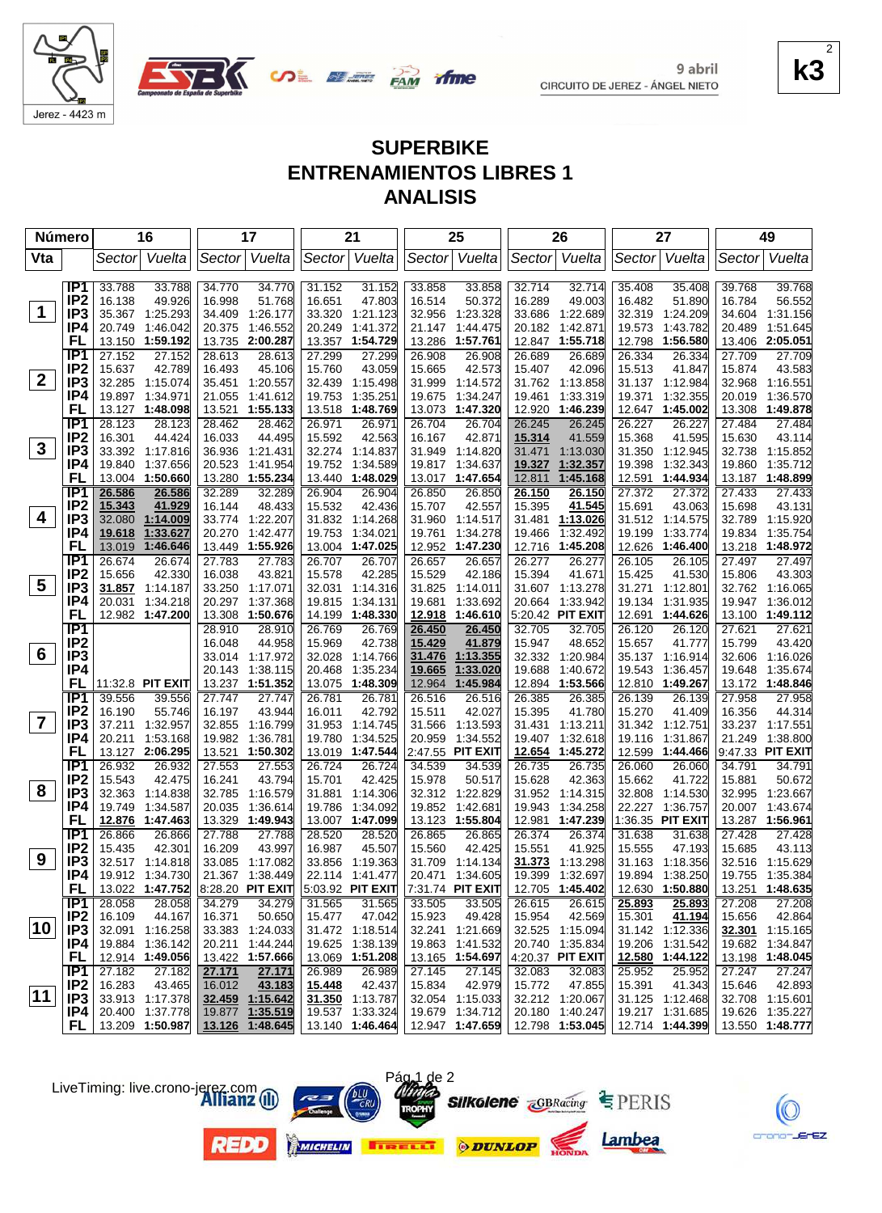Jerez - 4423 m

9 abril
CIRCUITO DE JEREZ - ÁNGEL NIETO

k3

# SUPERBIKE
# ENTRENAMIENTOS LIBRES 1
# ANALISIS

| Número | | 16 | | 17 | | 21 | | 25 | | 26 | | 27 | | 49 | |
|---|---|---|---|---|---|---|---|---|---|---|---|---|---|---|---|
| Vta | | Sector | Vuelta | Sector | Vuelta | Sector | Vuelta | Sector | Vuelta | Sector | Vuelta | Sector | Vuelta | Sector | Vuelta |
| 1 | IP1 | 33.788 | 33.788 | 34.770 | 34.770 | 31.152 | 31.152 | 33.858 | 33.858 | 32.714 | 32.714 | 35.408 | 35.408 | 39.768 | 39.768 |
| | IP2 | 16.138 | 49.926 | 16.998 | 51.768 | 16.651 | 47.803 | 16.514 | 50.372 | 16.289 | 49.003 | 16.482 | 51.890 | 16.784 | 56.552 |
| | IP3 | 35.367 | 1:25.293 | 34.409 | 1:26.177 | 33.320 | 1:21.123 | 32.956 | 1:23.328 | 33.686 | 1:22.689 | 32.319 | 1:24.209 | 34.604 | 1:31.156 |
| | IP4 | 20.749 | 1:46.042 | 20.375 | 1:46.552 | 20.249 | 1:41.372 | 21.147 | 1:44.475 | 20.182 | 1:42.871 | 19.573 | 1:43.782 | 20.489 | 1:51.645 |
| | FL | 13.150 | 1:59.192 | 13.735 | 2:00.287 | 13.357 | 1:54.729 | 13.286 | 1:57.761 | 12.847 | 1:55.718 | 12.798 | 1:56.580 | 13.406 | 2:05.051 |
| 2 | IP1 | 27.152 | 27.152 | 28.613 | 28.613 | 27.299 | 27.299 | 26.908 | 26.908 | 26.689 | 26.689 | 26.334 | 26.334 | 27.709 | 27.709 |
| | IP2 | 15.637 | 42.789 | 16.493 | 45.106 | 15.760 | 43.059 | 15.665 | 42.573 | 15.407 | 42.096 | 15.513 | 41.847 | 15.874 | 43.583 |
| | IP3 | 32.285 | 1:15.074 | 35.451 | 1:20.557 | 32.439 | 1:15.498 | 31.999 | 1:14.572 | 31.762 | 1:13.858 | 31.137 | 1:12.984 | 32.968 | 1:16.551 |
| | IP4 | 19.897 | 1:34.971 | 21.055 | 1:41.612 | 19.753 | 1:35.251 | 19.675 | 1:34.247 | 19.461 | 1:33.319 | 19.371 | 1:32.355 | 20.019 | 1:36.570 |
| | FL | 13.127 | 1:48.098 | 13.521 | 1:55.133 | 13.518 | 1:48.769 | 13.073 | 1:47.320 | 12.920 | 1:46.239 | 12.647 | 1:45.002 | 13.308 | 1:49.878 |
| 3 | IP1 | 28.123 | 28.123 | 28.462 | 28.462 | 26.971 | 26.971 | 26.704 | 26.704 | 26.245 | 26.245 | 26.227 | 26.227 | 27.484 | 27.484 |
| | IP2 | 16.301 | 44.424 | 16.033 | 44.495 | 15.592 | 42.563 | 16.167 | 42.871 | 15.314 | 41.559 | 15.368 | 41.595 | 15.630 | 43.114 |
| | IP3 | 33.392 | 1:17.816 | 36.936 | 1:21.431 | 32.274 | 1:14.837 | 31.949 | 1:14.820 | 31.471 | 1:13.030 | 31.350 | 1:12.945 | 32.738 | 1:15.852 |
| | IP4 | 19.840 | 1:37.656 | 20.523 | 1:41.954 | 19.752 | 1:34.589 | 19.817 | 1:34.637 | 19.327 | 1:32.357 | 19.398 | 1:32.343 | 19.860 | 1:35.712 |
| | FL | 13.004 | 1:50.660 | 13.280 | 1:55.234 | 13.440 | 1:48.029 | 13.017 | 1:47.654 | 12.811 | 1:45.168 | 12.591 | 1:44.934 | 13.187 | 1:48.899 |
| 4 | IP1 | 26.586 | 26.586 | 32.289 | 32.289 | 26.904 | 26.904 | 26.850 | 26.850 | 26.150 | 26.150 | 27.372 | 27.372 | 27.433 | 27.433 |
| | IP2 | 15.343 | 41.929 | 16.144 | 48.433 | 15.532 | 42.436 | 15.707 | 42.557 | 15.395 | 41.545 | 15.691 | 43.063 | 15.698 | 43.131 |
| | IP3 | 32.080 | 1:14.009 | 33.774 | 1:22.207 | 31.832 | 1:14.268 | 31.960 | 1:14.517 | 31.481 | 1:13.026 | 31.512 | 1:14.575 | 32.789 | 1:15.920 |
| | IP4 | 19.618 | 1:33.627 | 20.270 | 1:42.477 | 19.753 | 1:34.021 | 19.761 | 1:34.278 | 19.466 | 1:32.492 | 19.199 | 1:33.774 | 19.834 | 1:35.754 |
| | FL | 13.019 | 1:46.646 | 13.449 | 1:55.926 | 13.004 | 1:47.025 | 12.952 | 1:47.230 | 12.716 | 1:45.208 | 12.626 | 1:46.400 | 13.218 | 1:48.972 |
| 5 | IP1 | 26.674 | 26.674 | 27.783 | 27.783 | 26.707 | 26.707 | 26.657 | 26.657 | 26.277 | 26.277 | 26.105 | 26.105 | 27.497 | 27.497 |
| | IP2 | 15.656 | 42.330 | 16.038 | 43.821 | 15.578 | 42.285 | 15.529 | 42.186 | 15.394 | 41.671 | 15.425 | 41.530 | 15.806 | 43.303 |
| | IP3 | 31.857 | 1:14.187 | 33.250 | 1:17.071 | 32.031 | 1:14.316 | 31.825 | 1:14.011 | 31.607 | 1:13.278 | 31.271 | 1:12.801 | 32.762 | 1:16.065 |
| | IP4 | 20.031 | 1:34.218 | 20.297 | 1:37.368 | 19.815 | 1:34.131 | 19.681 | 1:33.692 | 20.664 | 1:33.942 | 19.134 | 1:31.935 | 19.947 | 1:36.012 |
| | FL | 12.982 | 1:47.200 | 13.308 | 1:50.676 | 14.199 | 1:48.330 | 12.918 | 1:46.610 | 5:20.42 | PIT EXIT | 12.691 | 1:44.626 | 13.100 | 1:49.112 |
| 6 | IP1 | | | 28.910 | 28.910 | 26.769 | 26.769 | 26.450 | 26.450 | 32.705 | 32.705 | 26.120 | 26.120 | 27.621 | 27.621 |
| | IP2 | | | 16.048 | 44.958 | 15.969 | 42.738 | 15.429 | 41.879 | 15.947 | 48.652 | 15.657 | 41.777 | 15.799 | 43.420 |
| | IP3 | | | 33.014 | 1:17.972 | 32.028 | 1:14.766 | 31.476 | 1:13.355 | 32.332 | 1:20.984 | 35.137 | 1:16.914 | 32.606 | 1:16.026 |
| | IP4 | | | 20.143 | 1:38.115 | 20.468 | 1:35.234 | 19.665 | 1:33.020 | 19.688 | 1:40.672 | 19.543 | 1:36.457 | 19.648 | 1:35.674 |
| | FL | 11:32.8 | PIT EXIT | 13.237 | 1:51.352 | 13.075 | 1:48.309 | 12.964 | 1:45.984 | 12.894 | 1:53.566 | 12.810 | 1:49.267 | 13.172 | 1:48.846 |
| 7 | IP1 | 39.556 | 39.556 | 27.747 | 27.747 | 26.781 | 26.781 | 26.516 | 26.516 | 26.385 | 26.385 | 26.139 | 26.139 | 27.958 | 27.958 |
| | IP2 | 16.190 | 55.746 | 16.197 | 43.944 | 16.011 | 42.792 | 15.511 | 42.027 | 15.395 | 41.780 | 15.270 | 41.409 | 16.356 | 44.314 |
| | IP3 | 37.211 | 1:32.957 | 32.855 | 1:16.799 | 31.953 | 1:14.745 | 31.566 | 1:13.593 | 31.431 | 1:13.211 | 31.342 | 1:12.751 | 33.237 | 1:17.551 |
| | IP4 | 20.211 | 1:53.168 | 19.982 | 1:36.781 | 19.780 | 1:34.525 | 20.959 | 1:34.552 | 19.407 | 1:32.618 | 19.116 | 1:31.867 | 21.249 | 1:38.800 |
| | FL | 13.127 | 2:06.295 | 13.521 | 1:50.302 | 13.019 | 1:47.544 | 2:47.55 | PIT EXIT | 12.654 | 1:45.272 | 12.599 | 1:44.466 | 9:47.33 | PIT EXIT |
| 8 | IP1 | 26.932 | 26.932 | 27.553 | 27.553 | 26.724 | 26.724 | 34.539 | 34.539 | 26.735 | 26.735 | 26.060 | 26.060 | 34.791 | 34.791 |
| | IP2 | 15.543 | 42.475 | 16.241 | 43.794 | 15.701 | 42.425 | 15.978 | 50.517 | 15.628 | 42.363 | 15.662 | 41.722 | 15.881 | 50.672 |
| | IP3 | 32.363 | 1:14.838 | 32.785 | 1:16.579 | 31.881 | 1:14.306 | 32.312 | 1:22.829 | 31.952 | 1:14.315 | 32.808 | 1:14.530 | 32.995 | 1:23.667 |
| | IP4 | 19.749 | 1:34.587 | 20.035 | 1:36.614 | 19.786 | 1:34.092 | 19.852 | 1:42.681 | 19.943 | 1:34.258 | 22.227 | 1:36.757 | 20.007 | 1:43.674 |
| | FL | 12.876 | 1:47.463 | 13.329 | 1:49.943 | 13.007 | 1:47.099 | 13.123 | 1:55.804 | 12.981 | 1:47.239 | 1:36.35 | PIT EXIT | 13.287 | 1:56.961 |
| 9 | IP1 | 26.866 | 26.866 | 27.788 | 27.788 | 28.520 | 28.520 | 26.865 | 26.865 | 26.374 | 26.374 | 31.638 | 31.638 | 27.428 | 27.428 |
| | IP2 | 15.435 | 42.301 | 16.209 | 43.997 | 16.987 | 45.507 | 15.560 | 42.425 | 15.551 | 41.925 | 15.555 | 47.193 | 15.685 | 43.113 |
| | IP3 | 32.517 | 1:14.818 | 33.085 | 1:17.082 | 33.856 | 1:19.363 | 31.709 | 1:14.134 | 31.373 | 1:13.298 | 31.163 | 1:18.356 | 32.516 | 1:15.629 |
| | IP4 | 19.912 | 1:34.730 | 21.367 | 1:38.449 | 22.114 | 1:41.477 | 20.471 | 1:34.605 | 19.399 | 1:32.697 | 19.894 | 1:38.250 | 19.755 | 1:35.384 |
| | FL | 13.022 | 1:47.752 | 8:28.20 | PIT EXIT | 5:03.92 | PIT EXIT | 37:14.71 | PIT EXIT | 12.705 | 1:45.402 | 12.630 | 1:50.880 | 13.251 | 1:48.635 |
| 10 | IP1 | 28.058 | 28.058 | 34.279 | 34.279 | 31.565 | 31.565 | 33.505 | 33.505 | 26.615 | 26.615 | 25.893 | 25.893 | 27.208 | 27.208 |
| | IP2 | 16.109 | 44.167 | 16.371 | 50.650 | 15.477 | 47.042 | 15.923 | 49.428 | 15.954 | 42.569 | 15.301 | 41.194 | 15.656 | 42.864 |
| | IP3 | 32.091 | 1:16.258 | 33.383 | 1:24.033 | 31.472 | 1:18.514 | 32.241 | 1:21.669 | 32.525 | 1:15.094 | 31.142 | 1:12.336 | 32.301 | 1:15.165 |
| | IP4 | 19.884 | 1:36.142 | 20.211 | 1:44.244 | 19.625 | 1:38.139 | 19.863 | 1:41.532 | 20.740 | 1:35.834 | 19.206 | 1:31.542 | 19.682 | 1:34.847 |
| | FL | 12.914 | 1:49.056 | 13.422 | 1:57.666 | 13.069 | 1:51.208 | 13.165 | 1:54.697 | 4:20.37 | PIT EXIT | 12.580 | 1:44.122 | 13.198 | 1:48.045 |
| 11 | IP1 | 27.182 | 27.182 | 27.171 | 27.171 | 26.989 | 26.989 | 27.145 | 27.145 | 32.083 | 32.083 | 25.952 | 25.952 | 27.247 | 27.247 |
| | IP2 | 16.283 | 43.465 | 16.012 | 43.183 | 15.448 | 42.437 | 15.834 | 42.979 | 15.772 | 47.855 | 15.391 | 41.343 | 15.646 | 42.893 |
| | IP3 | 33.913 | 1:17.378 | 32.459 | 1:15.642 | 31.350 | 1:13.787 | 32.054 | 1:15.033 | 32.212 | 1:20.067 | 31.125 | 1:12.468 | 32.708 | 1:15.601 |
| | IP4 | 20.400 | 1:37.778 | 19.877 | 1:35.519 | 19.537 | 1:33.324 | 19.679 | 1:34.712 | 20.180 | 1:40.247 | 19.217 | 1:31.685 | 19.626 | 1:35.227 |
| | FL | 13.209 | 1:50.987 | 13.126 | 1:48.645 | 13.140 | 1:46.464 | 12.947 | 1:47.659 | 12.798 | 1:53.045 | 12.714 | 1:44.399 | 13.550 | 1:48.777 |

LiveTiming: live.crono-jerez.com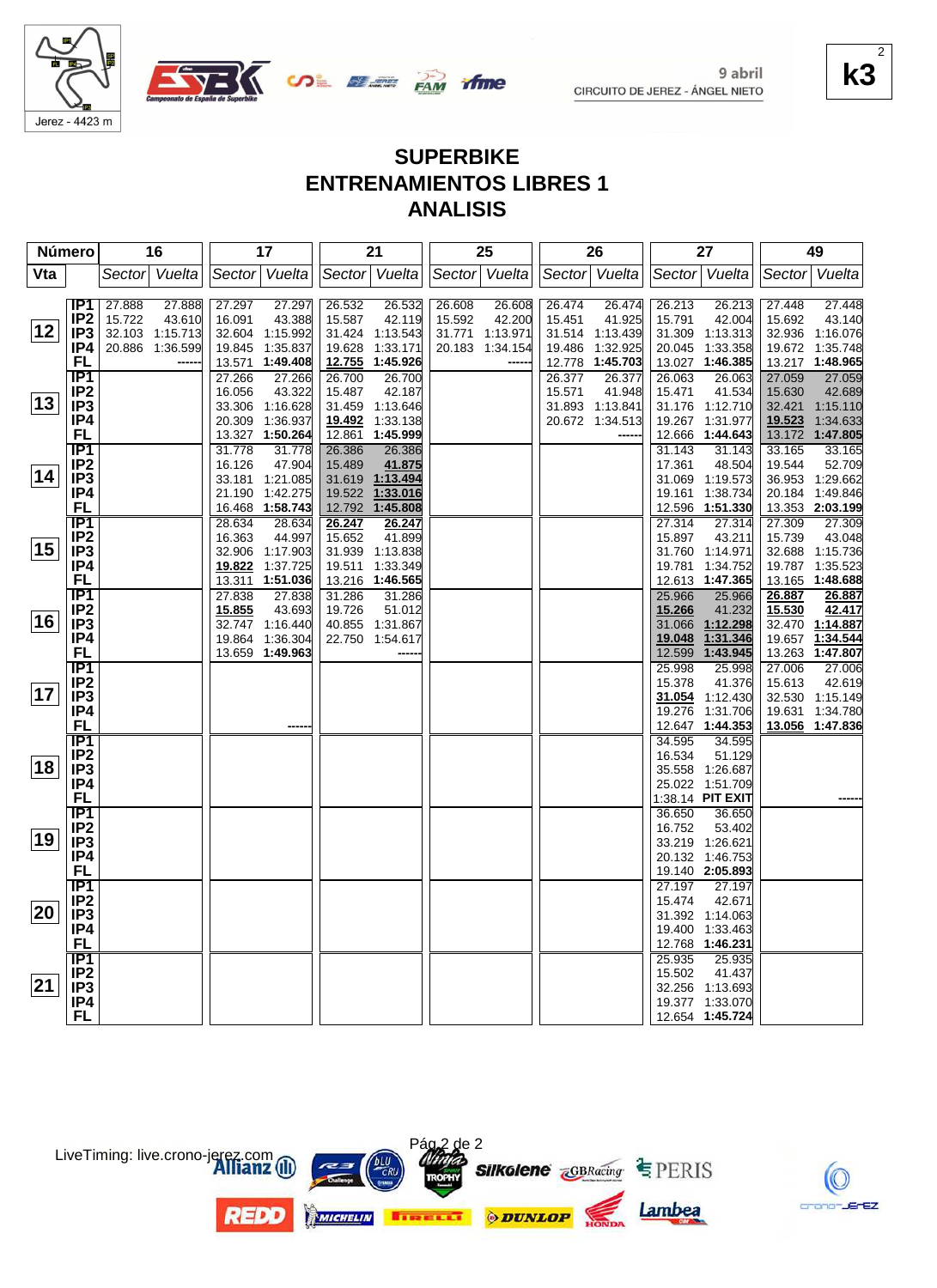Jerez - 4423 m

9 abril
CIRCUITO DE JEREZ - ÁNGEL NIETO

**k3**

# SUPERBIKE
## ENTRENAMIENTOS LIBRES 1
## ANALISIS

| Número | | 16 | | 17 | | 21 | | 25 | | 26 | | 27 | | 49 | |
|---|---|---|---|---|---|---|---|---|---|---|---|---|---|---|---|
| Vta | | Sector | Vuelta | Sector | Vuelta | Sector | Vuelta | Sector | Vuelta | Sector | Vuelta | Sector | Vuelta | Sector | Vuelta |
| 12 | IP1 | 27.888 | 27.888 | 27.297 | 27.297 | 26.532 | 26.532 | 26.608 | 26.608 | 26.474 | 26.474 | 26.213 | 26.213 | 27.448 | 27.448 |
| | IP2 | 15.722 | 43.610 | 16.091 | 43.388 | 15.587 | 42.119 | 15.592 | 42.200 | 15.451 | 41.925 | 15.791 | 42.004 | 15.692 | 43.140 |
| | IP3 | 32.103 | 1:15.713 | 32.604 | 1:15.992 | 31.424 | 1:13.543 | 31.771 | 1:13.971 | 31.514 | 1:13.439 | 31.309 | 1:13.313 | 32.936 | 1:16.076 |
| | IP4 | 20.886 | 1:36.599 | 19.845 | 1:35.837 | 19.628 | 1:33.171 | 20.183 | 1:34.154 | 19.486 | 1:32.925 | 20.045 | 1:33.358 | 19.672 | 1:35.748 |
| | FL | | ------ | 13.571 | **1:49.408** | 12.755 | **1:45.926** | | ------ | 12.778 | **1:45.703** | 13.027 | **1:46.385** | 13.217 | **1:48.965** |
| 13 | IP1 | | | 27.266 | 27.266 | 26.700 | 26.700 | | | 26.377 | 26.377 | 26.063 | 26.063 | 27.059 | 27.059 |
| | IP2 | | | 16.056 | 43.322 | 15.487 | 42.187 | | | 15.571 | 41.948 | 15.471 | 41.534 | 15.630 | 42.689 |
| | IP3 | | | 33.306 | 1:16.628 | 31.459 | 1:13.646 | | | 31.893 | 1:13.841 | 31.176 | 1:12.710 | 32.421 | 1:15.110 |
| | IP4 | | | 20.309 | 1:36.937 | 19.492 | 1:33.138 | | | 20.672 | 1:34.513 | 19.267 | 1:31.977 | 19.523 | 1:34.633 |
| | FL | | | 13.327 | **1:50.264** | 12.861 | **1:45.999** | | | | ------ | 12.666 | **1:44.643** | 13.172 | **1:47.805** |
| 14 | IP1 | | | 31.778 | 31.778 | 26.386 | 26.386 | | | | | 31.143 | 31.143 | 33.165 | 33.165 |
| | IP2 | | | 16.126 | 47.904 | 15.489 | 41.875 | | | | | 17.361 | 48.504 | 19.544 | 52.709 |
| | IP3 | | | 33.181 | 1:21.085 | 31.619 | 1:13.494 | | | | | 31.069 | 1:19.573 | 36.953 | 1:29.662 |
| | IP4 | | | 21.190 | 1:42.275 | 19.522 | 1:33.016 | | | | | 19.161 | 1:38.734 | 20.184 | 1:49.846 |
| | FL | | | 16.468 | **1:58.743** | 12.792 | **1:45.808** | | | | | 12.596 | **1:51.330** | 13.353 | **2:03.199** |
| 15 | IP1 | | | 28.634 | 28.634 | 26.247 | 26.247 | | | | | 27.314 | 27.314 | 27.309 | 27.309 |
| | IP2 | | | 16.363 | 44.997 | 15.652 | 41.899 | | | | | 15.897 | 43.211 | 15.739 | 43.048 |
| | IP3 | | | 32.906 | 1:17.903 | 31.939 | 1:13.838 | | | | | 31.760 | 1:14.971 | 32.688 | 1:15.736 |
| | IP4 | | | 19.822 | 1:37.725 | 19.511 | 1:33.349 | | | | | 19.781 | 1:34.752 | 19.787 | 1:35.523 |
| | FL | | | 13.311 | **1:51.036** | 13.216 | **1:46.565** | | | | | 12.613 | **1:47.365** | 13.165 | **1:48.688** |
| 16 | IP1 | | | 27.838 | 27.838 | 31.286 | 31.286 | | | | | 25.966 | 25.966 | 26.887 | 26.887 |
| | IP2 | | | 15.855 | 43.693 | 19.726 | 51.012 | | | | | 15.266 | 41.232 | 15.530 | 42.417 |
| | IP3 | | | 32.747 | 1:16.440 | 40.855 | 1:31.867 | | | | | 31.066 | 1:12.298 | 32.470 | 1:14.887 |
| | IP4 | | | 19.864 | 1:36.304 | 22.750 | 1:54.617 | | | | | 19.048 | 1:31.346 | 19.657 | 1:34.544 |
| | FL | | | 13.659 | **1:49.963** | | ------ | | | | | 12.599 | **1:43.945** | 13.263 | **1:47.807** |
| 17 | IP1 | | | | | | | | | | | 25.998 | 25.998 | 27.006 | 27.006 |
| | IP2 | | | | | | | | | | | 15.378 | 41.376 | 15.613 | 42.619 |
| | IP3 | | | | | | | | | | | 31.054 | 1:12.430 | 32.530 | 1:15.149 |
| | IP4 | | | | | | | | | | | 19.276 | 1:31.706 | 19.631 | 1:34.780 |
| | FL | | | | ------ | | | | | | | 12.647 | **1:44.353** | 13.056 | **1:47.836** |
| 18 | IP1 | | | | | | | | | | | 34.595 | 34.595 | | |
| | IP2 | | | | | | | | | | | 16.534 | 51.129 | | |
| | IP3 | | | | | | | | | | | 35.558 | 1:26.687 | | |
| | IP4 | | | | | | | | | | | 25.022 | 1:51.709 | | |
| | FL | | | | | | | | | | | 1:38.14 | **PIT EXIT** | | ------ |
| 19 | IP1 | | | | | | | | | | | 36.650 | 36.650 | | |
| | IP2 | | | | | | | | | | | 16.752 | 53.402 | | |
| | IP3 | | | | | | | | | | | 33.219 | 1:26.621 | | |
| | IP4 | | | | | | | | | | | 20.132 | 1:46.753 | | |
| | FL | | | | | | | | | | | 19.140 | **2:05.893** | | |
| 20 | IP1 | | | | | | | | | | | 27.197 | 27.197 | | |
| | IP2 | | | | | | | | | | | 15.474 | 42.671 | | |
| | IP3 | | | | | | | | | | | 31.392 | 1:14.063 | | |
| | IP4 | | | | | | | | | | | 19.400 | 1:33.463 | | |
| | FL | | | | | | | | | | | 12.768 | **1:46.231** | | |
| 21 | IP1 | | | | | | | | | | | 25.935 | 25.935 | | |
| | IP2 | | | | | | | | | | | 15.502 | 41.437 | | |
| | IP3 | | | | | | | | | | | 32.256 | 1:13.693 | | |
| | IP4 | | | | | | | | | | | 19.377 | 1:33.070 | | |
| | FL | | | | | | | | | | | 12.654 | **1:45.724** | | |

LiveTiming: live.crono-jerez.com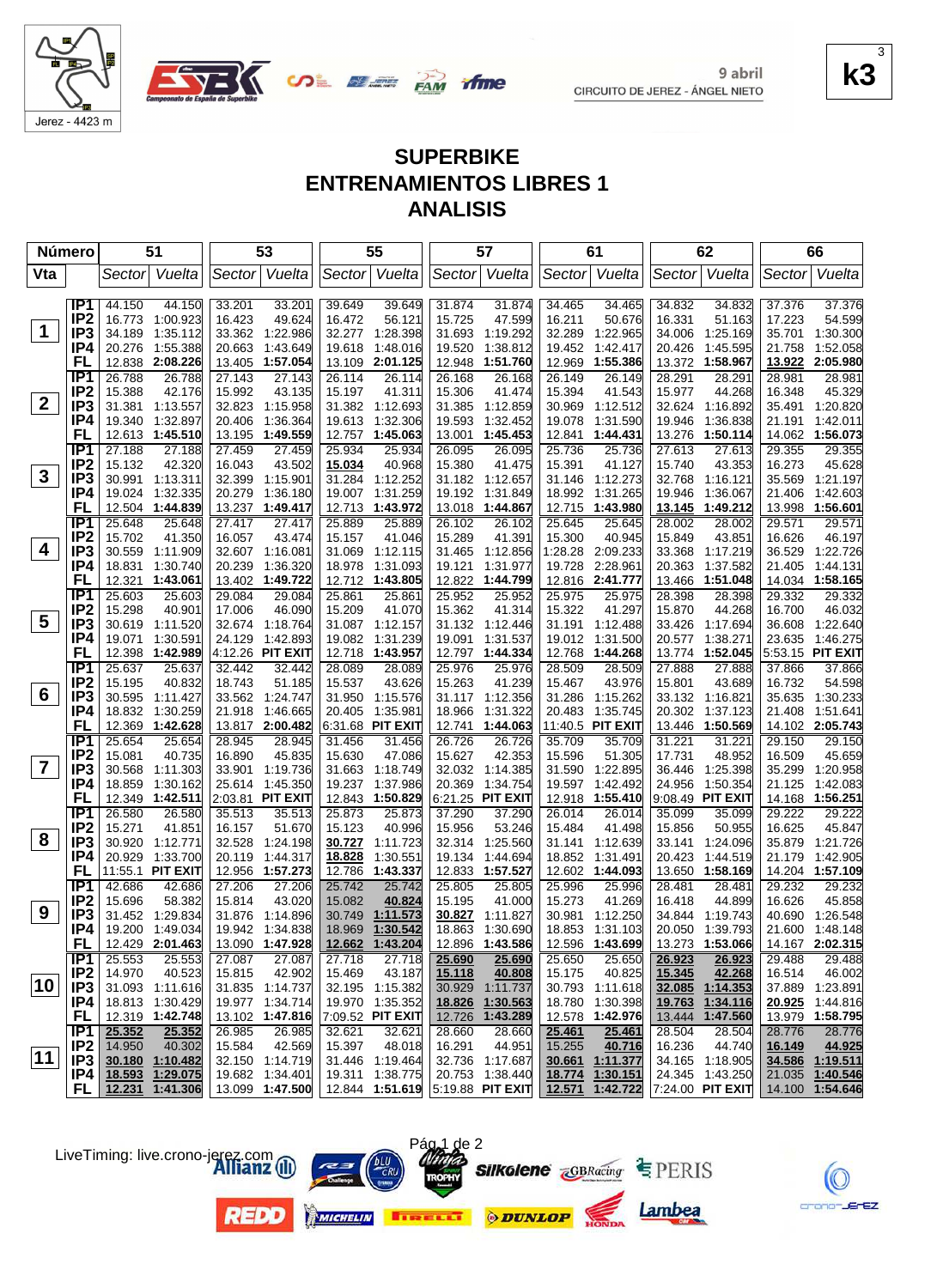Jerez - 4423 m

9 abril
CIRCUITO DE JEREZ - ÁNGEL NIETO

k3

# SUPERBIKE
# ENTRENAMIENTOS LIBRES 1
# ANALISIS

| Número | | 51 | | 53 | | 55 | | 57 | | 61 | | 62 | | 66 | |
|---|---|---|---|---|---|---|---|---|---|---|---|---|---|---|---|
| Vta | | Sector | Vuelta | Sector | Vuelta | Sector | Vuelta | Sector | Vuelta | Sector | Vuelta | Sector | Vuelta | Sector | Vuelta |
| 1 | IP1 | 44.150 | 44.150 | 33.201 | 33.201 | 39.649 | 39.649 | 31.874 | 31.874 | 34.465 | 34.465 | 34.832 | 34.832 | 37.376 | 37.376 |
| | IP2 | 16.773 | 1:00.923 | 16.423 | 49.624 | 16.472 | 56.121 | 15.725 | 47.599 | 16.211 | 50.676 | 16.331 | 51.163 | 17.223 | 54.599 |
| | IP3 | 34.189 | 1:35.112 | 33.362 | 1:22.986 | 32.277 | 1:28.398 | 31.693 | 1:19.292 | 32.289 | 1:22.965 | 34.006 | 1:25.169 | 35.701 | 1:30.300 |
| | IP4 | 20.276 | 1:55.388 | 20.663 | 1:43.649 | 19.618 | 1:48.016 | 19.520 | 1:38.812 | 19.452 | 1:42.417 | 20.426 | 1:45.595 | 21.758 | 1:52.058 |
| | FL | 12.838 | 2:08.226 | 13.405 | 1:57.054 | 13.109 | 2:01.125 | 12.948 | 1:51.760 | 12.969 | 1:55.386 | 13.372 | 1:58.967 | 13.922 | 2:05.980 |
| 2 | IP1 | 26.788 | 26.788 | 27.143 | 27.143 | 26.114 | 26.114 | 26.168 | 26.168 | 26.149 | 26.149 | 28.291 | 28.291 | 28.981 | 28.981 |
| | IP2 | 15.388 | 42.176 | 15.992 | 43.135 | 15.197 | 41.311 | 15.306 | 41.474 | 15.394 | 41.543 | 15.977 | 44.268 | 16.348 | 45.329 |
| | IP3 | 31.381 | 1:13.557 | 32.823 | 1:15.958 | 31.382 | 1:12.693 | 31.385 | 1:12.859 | 30.969 | 1:12.512 | 32.624 | 1:16.892 | 35.491 | 1:20.820 |
| | IP4 | 19.340 | 1:32.897 | 20.406 | 1:36.364 | 19.613 | 1:32.306 | 19.593 | 1:32.452 | 19.078 | 1:31.590 | 19.946 | 1:36.838 | 21.191 | 1:42.011 |
| | FL | 12.613 | 1:45.510 | 13.195 | 1:49.559 | 12.757 | 1:45.063 | 13.001 | 1:45.453 | 12.841 | 1:44.431 | 13.276 | 1:50.114 | 14.062 | 1:56.073 |
| 3 | IP1 | 27.188 | 27.188 | 27.459 | 27.459 | 25.934 | 25.934 | 26.095 | 26.095 | 25.736 | 25.736 | 27.613 | 27.613 | 29.355 | 29.355 |
| | IP2 | 15.132 | 42.320 | 16.057 | 43.502 | 15.034 | 40.968 | 15.380 | 41.475 | 15.391 | 41.127 | 15.740 | 43.353 | 16.273 | 45.628 |
| | IP3 | 30.991 | 1:13.311 | 32.399 | 1:15.901 | 31.284 | 1:12.252 | 31.182 | 1:12.657 | 31.146 | 1:12.273 | 32.768 | 1:16.121 | 35.569 | 1:21.197 |
| | IP4 | 19.024 | 1:32.335 | 20.279 | 1:36.180 | 19.007 | 1:31.259 | 19.192 | 1:31.849 | 18.992 | 1:31.265 | 19.946 | 1:36.067 | 21.406 | 1:42.603 |
| | FL | 12.504 | 1:44.839 | 13.237 | 1:49.417 | 12.713 | 1:43.972 | 13.018 | 1:44.867 | 12.715 | 1:43.980 | 13.145 | 1:49.212 | 13.998 | 1:56.601 |
| 4 | IP1 | 25.648 | 25.648 | 27.417 | 27.417 | 25.889 | 25.889 | 26.102 | 26.102 | 25.645 | 25.645 | 28.002 | 28.002 | 29.571 | 29.571 |
| | IP2 | 15.702 | 41.350 | 16.057 | 43.474 | 15.157 | 41.046 | 15.289 | 41.391 | 15.300 | 40.945 | 15.849 | 43.851 | 16.626 | 46.197 |
| | IP3 | 30.559 | 1:11.909 | 32.607 | 1:16.081 | 31.069 | 1:12.115 | 31.465 | 1:12.856 | 1:28.28 | 2:09.233 | 33.368 | 1:17.219 | 36.529 | 1:22.726 |
| | IP4 | 18.831 | 1:30.740 | 20.239 | 1:36.320 | 18.978 | 1:31.093 | 19.121 | 1:31.977 | 19.728 | 2:28.961 | 20.363 | 1:37.582 | 21.405 | 1:44.131 |
| | FL | 12.321 | 1:43.061 | 13.402 | 1:49.722 | 12.712 | 1:43.805 | 12.822 | 1:44.799 | 12.816 | 2:41.777 | 13.466 | 1:51.048 | 14.034 | 1:58.165 |
| 5 | IP1 | 25.603 | 25.603 | 29.084 | 29.084 | 25.861 | 25.861 | 25.952 | 25.952 | 25.975 | 25.975 | 28.398 | 28.398 | 29.332 | 29.332 |
| | IP2 | 15.298 | 40.901 | 17.006 | 46.090 | 15.209 | 41.070 | 15.362 | 41.314 | 15.322 | 41.297 | 15.870 | 44.268 | 16.700 | 46.032 |
| | IP3 | 30.619 | 1:11.520 | 32.674 | 1:18.764 | 31.087 | 1:12.157 | 31.132 | 1:12.446 | 31.191 | 1:12.488 | 33.426 | 1:17.694 | 36.608 | 1:22.640 |
| | IP4 | 19.071 | 1:30.591 | 24.129 | 1:42.893 | 19.082 | 1:31.239 | 19.091 | 1:31.537 | 19.012 | 1:31.500 | 20.577 | 1:38.271 | 23.635 | 1:46.275 |
| | FL | 12.398 | 1:42.989 | 4:12.26 | PIT EXIT | 12.718 | 1:43.957 | 12.797 | 1:44.334 | 12.768 | 1:44.268 | 13.774 | 1:52.045 | 5:53.15 | PIT EXIT |
| 6 | IP1 | 25.637 | 25.637 | 32.442 | 32.442 | 28.089 | 28.089 | 25.976 | 25.976 | 28.509 | 28.509 | 27.888 | 27.888 | 37.866 | 37.866 |
| | IP2 | 15.195 | 40.832 | 18.743 | 51.185 | 15.537 | 43.626 | 15.263 | 41.239 | 15.467 | 43.976 | 15.801 | 43.689 | 16.732 | 54.598 |
| | IP3 | 30.595 | 1:11.427 | 33.562 | 1:24.747 | 31.950 | 1:15.576 | 31.117 | 1:12.356 | 31.286 | 1:15.262 | 33.132 | 1:16.821 | 35.635 | 1:30.233 |
| | IP4 | 18.832 | 1:30.259 | 21.918 | 1:46.665 | 20.405 | 1:35.981 | 18.966 | 1:31.322 | 20.483 | 1:35.745 | 20.302 | 1:37.123 | 21.408 | 1:51.641 |
| | FL | 12.369 | 1:42.628 | 13.817 | 2:00.482 | 6:31.68 | PIT EXIT | 12.741 | 1:44.063 | 11:40.5 | PIT EXIT | 13.446 | 1:50.569 | 14.102 | 2:05.743 |
| 7 | IP1 | 25.654 | 25.654 | 28.945 | 28.945 | 31.456 | 31.456 | 26.726 | 26.726 | 35.709 | 35.709 | 31.221 | 31.221 | 29.150 | 29.150 |
| | IP2 | 15.081 | 40.735 | 16.890 | 45.835 | 15.630 | 47.086 | 15.627 | 42.353 | 15.596 | 51.305 | 17.731 | 48.952 | 16.509 | 45.659 |
| | IP3 | 30.568 | 1:11.303 | 33.901 | 1:19.736 | 31.663 | 1:18.749 | 32.032 | 1:14.385 | 31.590 | 1:22.895 | 36.446 | 1:25.398 | 35.299 | 1:20.958 |
| | IP4 | 18.859 | 1:30.162 | 25.614 | 1:45.350 | 19.237 | 1:37.986 | 20.369 | 1:34.754 | 19.597 | 1:42.492 | 24.956 | 1:50.354 | 21.125 | 1:42.083 |
| | FL | 12.349 | 1:42.511 | 2:03.81 | PIT EXIT | 12.843 | 1:50.829 | 6:21.25 | PIT EXIT | 12.918 | 1:55.410 | 9:08.49 | PIT EXIT | 14.168 | 1:56.251 |
| 8 | IP1 | 26.580 | 26.580 | 35.513 | 35.513 | 25.873 | 25.873 | 37.290 | 37.290 | 26.014 | 26.014 | 35.099 | 35.099 | 29.222 | 29.222 |
| | IP2 | 15.271 | 41.851 | 16.157 | 51.670 | 15.123 | 40.996 | 15.956 | 53.246 | 15.484 | 41.498 | 15.856 | 50.955 | 16.625 | 45.847 |
| | IP3 | 30.920 | 1:12.771 | 32.528 | 1:24.198 | 30.727 | 1:11.723 | 32.314 | 1:25.560 | 31.141 | 1:12.639 | 33.141 | 1:24.096 | 35.879 | 1:21.726 |
| | IP4 | 20.929 | 1:33.700 | 20.119 | 1:44.317 | 18.828 | 1:30.551 | 19.134 | 1:44.694 | 18.852 | 1:31.491 | 20.423 | 1:44.519 | 21.179 | 1:42.905 |
| | FL | 11:55.1 | PIT EXIT | 12.956 | 1:57.273 | 12.786 | 1:43.337 | 12.833 | 1:57.527 | 12.602 | 1:44.093 | 13.650 | 1:58.169 | 14.204 | 1:57.109 |
| 9 | IP1 | 42.686 | 42.686 | 27.206 | 27.206 | 25.742 | 25.742 | 25.805 | 25.805 | 25.996 | 25.996 | 28.481 | 28.481 | 29.232 | 29.232 |
| | IP2 | 15.696 | 58.382 | 15.814 | 43.020 | 15.082 | 40.824 | 15.195 | 41.000 | 15.273 | 41.269 | 16.418 | 44.899 | 16.626 | 45.858 |
| | IP3 | 31.452 | 1:29.834 | 31.876 | 1:14.896 | 30.749 | 1:11.573 | 30.827 | 1:11.827 | 30.981 | 1:12.250 | 34.844 | 1:19.743 | 40.690 | 1:26.548 |
| | IP4 | 19.200 | 1:49.034 | 19.942 | 1:34.838 | 18.969 | 1:30.542 | 18.863 | 1:30.690 | 18.853 | 1:31.103 | 20.050 | 1:39.793 | 21.600 | 1:48.148 |
| | FL | 12.429 | 2:01.463 | 13.090 | 1:47.928 | 12.662 | 1:43.204 | 12.896 | 1:43.586 | 12.596 | 1:43.699 | 13.273 | 1:53.066 | 14.167 | 2:02.315 |
| 10 | IP1 | 25.553 | 25.553 | 27.087 | 27.087 | 27.718 | 27.718 | 25.690 | 25.690 | 25.650 | 25.650 | 26.923 | 26.923 | 29.488 | 29.488 |
| | IP2 | 14.970 | 40.523 | 15.815 | 42.902 | 15.469 | 43.187 | 15.118 | 40.808 | 15.175 | 40.825 | 15.345 | 42.268 | 16.514 | 46.002 |
| | IP3 | 31.093 | 1:11.616 | 31.835 | 1:14.737 | 32.195 | 1:15.382 | 30.929 | 1:11.737 | 30.793 | 1:11.618 | 32.085 | 1:14.353 | 37.889 | 1:23.891 |
| | IP4 | 18.813 | 1:30.429 | 19.977 | 1:34.714 | 19.970 | 1:35.352 | 18.826 | 1:30.563 | 18.780 | 1:30.398 | 19.763 | 1:34.116 | 20.925 | 1:44.816 |
| | FL | 12.319 | 1:42.748 | 13.102 | 1:47.816 | 7:09.52 | PIT EXIT | 12.726 | 1:43.289 | 12.578 | 1:42.976 | 13.444 | 1:47.560 | 13.979 | 1:58.795 |
| 11 | IP1 | 25.352 | 25.352 | 26.985 | 26.985 | 32.621 | 32.621 | 28.660 | 28.660 | 25.461 | 25.461 | 28.504 | 28.504 | 28.776 | 28.776 |
| | IP2 | 14.950 | 40.302 | 15.584 | 42.569 | 15.397 | 48.018 | 16.291 | 44.951 | 15.255 | 40.716 | 16.236 | 44.740 | 16.149 | 44.925 |
| | IP3 | 30.180 | 1:10.482 | 32.150 | 1:14.719 | 31.446 | 1:19.464 | 32.736 | 1:17.687 | 30.661 | 1:11.377 | 34.165 | 1:18.905 | 34.586 | 1:19.511 |
| | IP4 | 18.593 | 1:29.075 | 19.682 | 1:34.401 | 19.311 | 1:38.775 | 20.753 | 1:38.440 | 18.774 | 1:30.151 | 24.345 | 1:43.250 | 21.035 | 1:40.546 |
| | FL | 12.231 | 1:41.306 | 13.099 | 1:47.500 | 12.844 | 1:51.619 | 5:19.88 | PIT EXIT | 12.571 | 1:42.722 | 7:24.00 | PIT EXIT | 14.100 | 1:54.646 |

LiveTiming: live.crono-jerez.com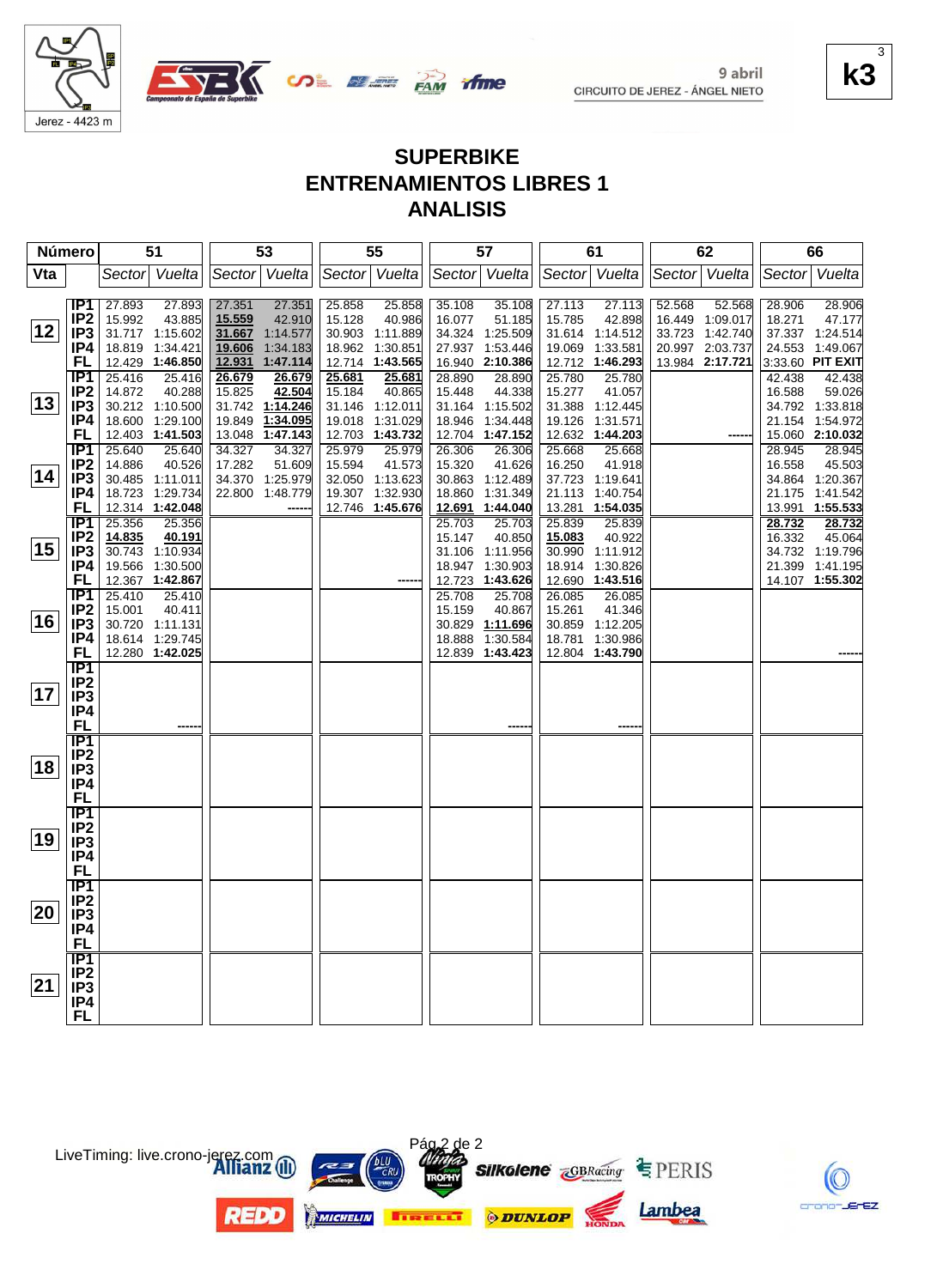9 abril
CIRCUITO DE JEREZ - ÁNGEL NIETO

k3

Jerez - 4423 m

# SUPERBIKE
## ENTRENAMIENTOS LIBRES 1
## ANALISIS

| Número | | 51 | | 53 | | 55 | | 57 | | 61 | | 62 | | 66 | |
|---|---|---|---|---|---|---|---|---|---|---|---|---|---|---|---|
| Vta | | Sector | Vuelta | Sector | Vuelta | Sector | Vuelta | Sector | Vuelta | Sector | Vuelta | Sector | Vuelta | Sector | Vuelta |
| 12 | IP1 | 27.893 | 27.893 | 27.351 | 27.351 | 25.858 | 25.858 | 35.108 | 35.108 | 27.113 | 27.113 | 52.568 | 52.568 | 28.906 | 28.906 |
| | IP2 | 15.992 | 43.885 | 15.559 | 42.910 | 15.128 | 40.986 | 16.077 | 51.185 | 15.785 | 42.898 | 16.449 | 1:09.017 | 18.271 | 47.177 |
| | IP3 | 31.717 | 1:15.602 | 31.667 | 1:14.577 | 30.903 | 1:11.889 | 34.324 | 1:25.509 | 31.614 | 1:14.512 | 33.723 | 1:42.740 | 37.337 | 1:24.514 |
| | IP4 | 18.819 | 1:34.421 | 19.606 | 1:34.183 | 18.962 | 1:30.851 | 27.937 | 1:53.446 | 19.069 | 1:33.581 | 20.997 | 2:03.737 | 24.553 | 1:49.067 |
| | FL | 12.429 | 1:46.850 | 12.931 | 1:47.114 | 12.714 | 1:43.565 | 16.940 | 2:10.386 | 12.712 | 1:46.293 | 13.984 | 2:17.721 | 3:33.60 | PIT EXIT |
| 13 | IP1 | 25.416 | 25.416 | 26.679 | 26.679 | 25.681 | 25.681 | 28.890 | 28.890 | 25.780 | 25.780 | | | 42.438 | 42.438 |
| | IP2 | 14.872 | 40.288 | 15.825 | 42.504 | 15.184 | 40.865 | 15.448 | 44.338 | 15.277 | 41.057 | | | 16.588 | 59.026 |
| | IP3 | 30.212 | 1:10.500 | 31.742 | 1:14.246 | 31.146 | 1:12.011 | 31.164 | 1:15.502 | 31.388 | 1:12.445 | | | 34.792 | 1:33.818 |
| | IP4 | 18.600 | 1:29.100 | 19.849 | 1:34.095 | 19.018 | 1:31.029 | 18.946 | 1:34.448 | 19.126 | 1:31.571 | | | 21.154 | 1:54.972 |
| | FL | 12.403 | 1:41.503 | 13.048 | 1:47.143 | 12.703 | 1:43.732 | 12.704 | 1:47.152 | 12.632 | 1:44.203 | | ------ | 15.060 | 2:10.032 |
| 14 | IP1 | 25.640 | 25.640 | 34.327 | 34.327 | 25.979 | 25.979 | 26.306 | 26.306 | 25.668 | 25.668 | | | 28.945 | 28.945 |
| | IP2 | 14.886 | 40.526 | 17.282 | 51.609 | 15.594 | 41.573 | 15.320 | 41.626 | 16.250 | 41.918 | | | 16.558 | 45.503 |
| | IP3 | 30.485 | 1:11.011 | 34.370 | 1:25.979 | 32.050 | 1:13.623 | 30.863 | 1:12.489 | 37.723 | 1:19.641 | | | 34.864 | 1:20.367 |
| | IP4 | 18.723 | 1:29.734 | 22.800 | 1:48.779 | 19.307 | 1:32.930 | 18.860 | 1:31.349 | 21.113 | 1:40.754 | | | 21.175 | 1:41.542 |
| | FL | 12.314 | 1:42.048 | | ------ | 12.746 | 1:45.676 | 12.691 | 1:44.040 | 13.281 | 1:54.035 | | | 13.991 | 1:55.533 |
| 15 | IP1 | 25.356 | 25.356 | | | | | 25.703 | 25.703 | 25.839 | 25.839 | | | 28.732 | 28.732 |
| | IP2 | 14.835 | 40.191 | | | | | 15.147 | 40.850 | 15.083 | 40.922 | | | 16.332 | 45.064 |
| | IP3 | 30.743 | 1:10.934 | | | | | 31.106 | 1:11.956 | 30.990 | 1:11.912 | | | 34.732 | 1:19.796 |
| | IP4 | 19.566 | 1:30.500 | | | | | 18.947 | 1:30.903 | 18.914 | 1:30.826 | | | 21.399 | 1:41.195 |
| | FL | 12.367 | 1:42.867 | | | | ------ | 12.723 | 1:43.626 | 12.690 | 1:43.516 | | | 14.107 | 1:55.302 |
| 16 | IP1 | 25.410 | 25.410 | | | | | 25.708 | 25.708 | 26.085 | 26.085 | | | | |
| | IP2 | 15.001 | 40.411 | | | | | 15.159 | 40.867 | 15.261 | 41.346 | | | | |
| | IP3 | 30.720 | 1:11.131 | | | | | 30.829 | 1:11.696 | 30.859 | 1:12.205 | | | | |
| | IP4 | 18.614 | 1:29.745 | | | | | 18.888 | 1:30.584 | 18.781 | 1:30.986 | | | | |
| | FL | 12.280 | 1:42.025 | | | | | 12.839 | 1:43.423 | 12.804 | 1:43.790 | | | | ------ |
| 17 | IP1 | | | | | | | | | | | | | | |
| | IP2 | | | | | | | | | | | | | | |
| | IP3 | | | | | | | | | | | | | | |
| | IP4 | | | | | | | | | | | | | | |
| | FL | | ------ | | | | | | ------ | | ------ | | | | |
| 18 | IP1 | | | | | | | | | | | | | | |
| | IP2 | | | | | | | | | | | | | | |
| | IP3 | | | | | | | | | | | | | | |
| | IP4 | | | | | | | | | | | | | | |
| | FL | | | | | | | | | | | | | | |
| 19 | IP1 | | | | | | | | | | | | | | |
| | IP2 | | | | | | | | | | | | | | |
| | IP3 | | | | | | | | | | | | | | |
| | IP4 | | | | | | | | | | | | | | |
| | FL | | | | | | | | | | | | | | |
| 20 | IP1 | | | | | | | | | | | | | | |
| | IP2 | | | | | | | | | | | | | | |
| | IP3 | | | | | | | | | | | | | | |
| | IP4 | | | | | | | | | | | | | | |
| | FL | | | | | | | | | | | | | | |
| 21 | IP1 | | | | | | | | | | | | | | |
| | IP2 | | | | | | | | | | | | | | |
| | IP3 | | | | | | | | | | | | | | |
| | IP4 | | | | | | | | | | | | | | |
| | FL | | | | | | | | | | | | | | |

LiveTiming: live.crono-jerez.com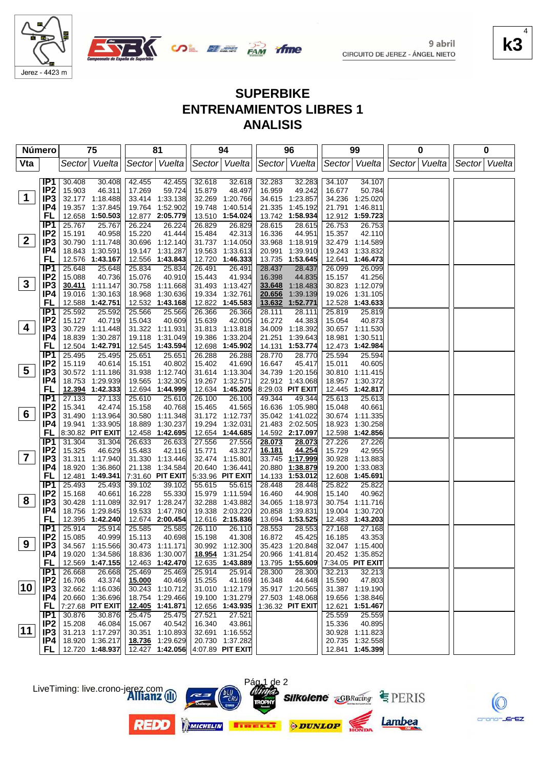Jerez - 4423 m

9 abril
CIRCUITO DE JEREZ - ÁNGEL NIETO

k3

# SUPERBIKE
# ENTRENAMIENTOS LIBRES 1
# ANALISIS

| Vta | | 75 Sector | 75 Vuelta | 81 Sector | 81 Vuelta | 94 Sector | 94 Vuelta | 96 Sector | 96 Vuelta | 99 Sector | 99 Vuelta | 0 Sector | 0 Vuelta | 0 Sector | 0 Vuelta |
|---|---|---|---|---|---|---|---|---|---|---|---|---|---|---|---|
| 1 | IP1 | 30.408 | 30.408 | 42.455 | 42.455 | 32.618 | 32.618 | 32.283 | 32.283 | 34.107 | 34.107 | | | | |
| | IP2 | 15.903 | 46.311 | 17.269 | 59.724 | 15.879 | 48.497 | 16.959 | 49.242 | 16.677 | 50.784 | | | | |
| | IP3 | 32.177 | 1:18.488 | 33.414 | 1:33.138 | 32.269 | 1:20.766 | 34.615 | 1:23.857 | 34.236 | 1:25.020 | | | | |
| | IP4 | 19.357 | 1:37.845 | 19.764 | 1:52.902 | 19.748 | 1:40.514 | 21.335 | 1:45.192 | 21.791 | 1:46.811 | | | | |
| | FL | 12.658 | **1:50.503** | 12.877 | **2:05.779** | 13.510 | **1:54.024** | 13.742 | **1:58.934** | 12.912 | **1:59.723** | | | | |
| 2 | IP1 | 25.767 | 25.767 | 26.224 | 26.224 | 26.829 | 26.829 | 28.615 | 28.615 | 26.753 | 26.753 | | | | |
| | IP2 | 15.191 | 40.958 | 15.220 | 41.444 | 15.484 | 42.313 | 16.336 | 44.951 | 15.357 | 42.110 | | | | |
| | IP3 | 30.790 | 1:11.748 | 30.696 | 1:12.140 | 31.737 | 1:14.050 | 33.968 | 1:18.919 | 32.479 | 1:14.589 | | | | |
| | IP4 | 18.843 | 1:30.591 | 19.147 | 1:31.287 | 19.563 | 1:33.613 | 20.991 | 1:39.910 | 19.243 | 1:33.832 | | | | |
| | FL | 12.576 | **1:43.167** | 12.556 | **1:43.843** | 12.720 | **1:46.333** | 13.735 | **1:53.645** | 12.641 | **1:46.473** | | | | |
| 3 | IP1 | 25.648 | 25.648 | 25.834 | 25.834 | 26.491 | 26.491 | 28.437 | 28.437 | 26.099 | 26.099 | | | | |
| | IP2 | 15.088 | 40.736 | 15.076 | 40.910 | 15.443 | 42.005 | 16.398 | 44.835 | 15.157 | 41.256 | | | | |
| | IP3 | **30.411** | 1:11.147 | 30.758 | 1:11.668 | 31.493 | 1:13.427 | **33.648** | 1:18.483 | 30.823 | 1:12.079 | | | | |
| | IP4 | 19.016 | 1:30.163 | 18.968 | 1:30.636 | 19.334 | 1:32.761 | **20.656** | 1:39.139 | 19.026 | 1:31.105 | | | | |
| | FL | 12.588 | **1:42.751** | 12.532 | **1:43.168** | 12.822 | **1:45.583** | **13.632** | **1:52.771** | 12.528 | **1:43.633** | | | | |
| 4 | IP1 | 25.592 | 25.592 | 25.566 | 25.566 | 26.366 | 26.366 | 28.111 | 28.111 | 25.819 | 25.819 | | | | |
| | IP2 | 15.127 | 40.719 | 15.043 | 40.609 | 15.639 | 42.005 | 16.272 | 44.383 | 15.054 | 40.873 | | | | |
| | IP3 | 30.729 | 1:11.448 | 31.322 | 1:11.931 | 31.813 | 1:13.818 | 34.009 | 1:18.392 | 30.657 | 1:11.530 | | | | |
| | IP4 | 18.839 | 1:30.287 | 19.118 | 1:31.049 | 19.386 | 1:33.204 | 21.251 | 1:39.643 | 18.981 | 1:30.511 | | | | |
| | FL | 12.504 | **1:42.791** | 12.545 | **1:43.594** | 12.698 | **1:45.902** | 14.131 | **1:53.774** | 12.473 | **1:42.984** | | | | |
| 5 | IP1 | 25.495 | 25.495 | 25.651 | 25.651 | 26.288 | 26.288 | 28.770 | 28.770 | 25.594 | 25.594 | | | | |
| | IP2 | 15.119 | 40.614 | 15.151 | 40.802 | 15.402 | 41.690 | 16.647 | 45.417 | 15.011 | 40.605 | | | | |
| | IP3 | 30.572 | 1:11.186 | 31.938 | 1:12.740 | 31.614 | 1:13.304 | 34.739 | 1:20.156 | 30.810 | 1:11.415 | | | | |
| | IP4 | 18.753 | 1:29.939 | 19.565 | 1:32.305 | 19.267 | 1:32.571 | 22.912 | 1:43.068 | 18.957 | 1:30.372 | | | | |
| | FL | **12.394** | **1:42.333** | 12.694 | **1:44.999** | 12.634 | **1:45.205** | 8:29.03 | **PIT EXIT** | 12.445 | **1:42.817** | | | | |
| 6 | IP1 | 27.133 | 27.133 | 25.610 | 25.610 | 26.100 | 26.100 | 49.344 | 49.344 | 25.613 | 25.613 | | | | |
| | IP2 | 15.341 | 42.474 | 15.158 | 40.768 | 15.465 | 41.565 | 16.636 | 1:05.980 | 15.048 | 40.661 | | | | |
| | IP3 | 31.490 | 1:13.964 | 30.580 | 1:11.348 | 31.172 | 1:12.737 | 35.042 | 1:41.022 | 30.674 | 1:11.335 | | | | |
| | IP4 | 19.941 | 1:33.905 | 18.889 | 1:30.237 | 19.294 | 1:32.031 | 21.483 | 2:02.505 | 18.923 | 1:30.258 | | | | |
| | FL | 8:30.82 | **PIT EXIT** | 12.458 | **1:42.695** | 12.654 | **1:44.685** | 14.592 | **2:17.097** | 12.598 | **1:42.856** | | | | |
| 7 | IP1 | 31.304 | 31.304 | 26.633 | 26.633 | 27.556 | 27.556 | **28.073** | **28.073** | 27.226 | 27.226 | | | | |
| | IP2 | 15.325 | 46.629 | 15.483 | 42.116 | 15.771 | 43.327 | **16.181** | **44.254** | 15.729 | 42.955 | | | | |
| | IP3 | 31.311 | 1:17.940 | 31.330 | 1:13.446 | 32.474 | 1:15.801 | 33.745 | **1:17.999** | 30.928 | 1:13.883 | | | | |
| | IP4 | 18.920 | 1:36.860 | 21.138 | 1:34.584 | 20.640 | 1:36.441 | 20.880 | **1:38.879** | 19.200 | 1:33.083 | | | | |
| | FL | 12.481 | **1:49.341** | 7:31.60 | **PIT EXIT** | 5:33.96 | **PIT EXIT** | 14.133 | **1:53.012** | 12.608 | **1:45.691** | | | | |
| 8 | IP1 | 25.493 | 25.493 | 39.102 | 39.102 | 55.615 | 55.615 | 28.448 | 28.448 | 25.822 | 25.822 | | | | |
| | IP2 | 15.168 | 40.661 | 16.228 | 55.330 | 15.979 | 1:11.594 | 16.460 | 44.908 | 15.140 | 40.962 | | | | |
| | IP3 | 30.428 | 1:11.089 | 32.917 | 1:28.247 | 32.288 | 1:43.882 | 34.065 | 1:18.973 | 30.754 | 1:11.716 | | | | |
| | IP4 | 18.756 | 1:29.845 | 19.533 | 1:47.780 | 19.338 | 2:03.220 | 20.858 | 1:39.831 | 19.004 | 1:30.720 | | | | |
| | FL | 12.395 | **1:42.240** | 12.674 | **2:00.454** | 12.616 | **2:15.836** | 13.694 | **1:53.525** | 12.483 | **1:43.203** | | | | |
| 9 | IP1 | 25.914 | 25.914 | 25.585 | 25.585 | 26.110 | 26.110 | 28.553 | 28.553 | 27.168 | 27.168 | | | | |
| | IP2 | 15.085 | 40.999 | 15.113 | 40.698 | 15.198 | 41.308 | 16.872 | 45.425 | 16.185 | 43.353 | | | | |
| | IP3 | 34.567 | 1:15.566 | 30.473 | 1:11.171 | 30.992 | 1:12.300 | 35.423 | 1:20.848 | 32.047 | 1:15.400 | | | | |
| | IP4 | 19.020 | 1:34.586 | 18.836 | 1:30.007 | **18.954** | 1:31.254 | 20.966 | 1:41.814 | 20.452 | 1:35.852 | | | | |
| | FL | 12.569 | **1:47.155** | 12.463 | **1:42.470** | 12.635 | **1:43.889** | 13.795 | **1:55.609** | 7:34.05 | **PIT EXIT** | | | | |
| 10 | IP1 | 26.668 | 26.668 | 25.469 | 25.469 | 25.914 | 25.914 | 28.300 | 28.300 | 32.213 | 32.213 | | | | |
| | IP2 | 16.706 | 43.374 | **15.000** | 40.469 | 15.255 | 41.169 | 16.348 | 44.648 | 15.590 | 47.803 | | | | |
| | IP3 | 32.662 | 1:16.036 | 30.243 | 1:10.712 | 31.010 | 1:12.179 | 35.917 | 1:20.565 | 31.387 | 1:19.190 | | | | |
| | IP4 | 20.660 | 1:36.696 | 18.754 | 1:29.466 | 19.100 | 1:31.279 | 27.503 | 1:48.068 | 19.656 | 1:38.846 | | | | |
| | FL | 7:27.68 | **PIT EXIT** | **12.405** | **1:41.871** | 12.656 | **1:43.935** | 1:36.32 | **PIT EXIT** | 12.621 | **1:51.467** | | | | |
| 11 | IP1 | 30.876 | 30.876 | 25.475 | 25.475 | 27.521 | 27.521 | | | 25.559 | 25.559 | | | | |
| | IP2 | 15.208 | 46.084 | 15.067 | 40.542 | 16.340 | 43.861 | | | 15.336 | 40.895 | | | | |
| | IP3 | 31.213 | 1:17.297 | 30.351 | 1:10.893 | 32.691 | 1:16.552 | | | 30.928 | 1:11.823 | | | | |
| | IP4 | 18.920 | 1:36.217 | **18.736** | 1:29.629 | 20.730 | 1:37.282 | | | 20.735 | 1:32.558 | | | | |
| | FL | 12.720 | **1:48.937** | 12.427 | **1:42.056** | 4:07.89 | **PIT EXIT** | | | 12.841 | **1:45.399** | | | | |

LiveTiming: live.crono-jerez.com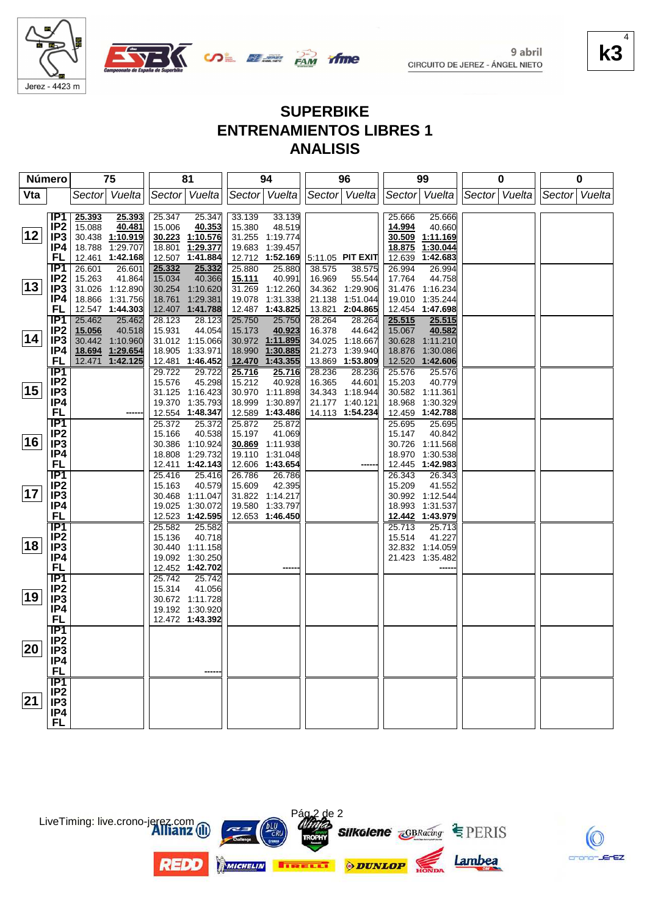9 abril
CIRCUITO DE JEREZ - ÁNGEL NIETO

Jerez - 4423 m

k3

# SUPERBIKE
# ENTRENAMIENTOS LIBRES 1
# ANALISIS

| Número | | 75 | | 81 | | 94 | | 96 | | 99 | | 0 | | 0 | |
|---|---|---|---|---|---|---|---|---|---|---|---|---|---|---|---|
| Vta | | Sector | Vuelta | Sector | Vuelta | Sector | Vuelta | Sector | Vuelta | Sector | Vuelta | Sector | Vuelta | Sector | Vuelta |
| 12 | IP1 | **25.393** | **25.393** | 25.347 | 25.347 | 33.139 | 33.139 | | | 25.666 | 25.666 | | | | |
| | IP2 | 15.088 | **40.481** | 15.006 | **40.353** | 15.380 | 48.519 | | | **14.994** | 40.660 | | | | |
| | IP3 | 30.438 | **1:10.919** | **30.223** | **1:10.576** | 31.255 | 1:19.774 | | | **30.509** | **1:11.169** | | | | |
| | IP4 | 18.788 | 1:29.707 | 18.801 | **1:29.377** | 19.683 | 1:39.457 | | | **18.875** | **1:30.044** | | | | |
| | FL | 12.461 | **1:42.168** | 12.507 | **1:41.884** | 12.712 | **1:52.169** | 5:11.05 | **PIT EXIT** | 12.639 | **1:42.683** | | | | |
| 13 | IP1 | 26.601 | 26.601 | **25.332** | **25.332** | 25.880 | 25.880 | 38.575 | 38.575 | 26.994 | 26.994 | | | | |
| | IP2 | 15.263 | 41.864 | 15.034 | 40.366 | **15.111** | 40.991 | 16.969 | 55.544 | 17.764 | 44.758 | | | | |
| | IP3 | 31.026 | 1:12.890 | 30.254 | 1:10.620 | 31.269 | 1:12.260 | 34.362 | 1:29.906 | 31.476 | 1:16.234 | | | | |
| | IP4 | 18.866 | 1:31.756 | 18.761 | 1:29.381 | 19.078 | 1:31.338 | 21.138 | 1:51.044 | 19.010 | 1:35.244 | | | | |
| | FL | 12.547 | **1:44.303** | 12.407 | **1:41.788** | 12.487 | **1:43.825** | 13.821 | **2:04.865** | 12.454 | **1:47.698** | | | | |
| 14 | IP1 | 25.462 | 25.462 | 28.123 | 28.123 | 25.750 | 25.750 | 28.264 | 28.264 | **25.515** | **25.515** | | | | |
| | IP2 | **15.056** | 40.518 | 15.931 | 44.054 | 15.173 | **40.923** | 16.378 | 44.642 | 15.067 | **40.582** | | | | |
| | IP3 | 30.442 | 1:10.960 | 31.012 | 1:15.066 | 30.972 | **1:11.895** | 34.025 | 1:18.667 | 30.628 | 1:11.210 | | | | |
| | IP4 | **18.694** | **1:29.654** | 18.905 | 1:33.971 | 18.990 | **1:30.885** | 21.273 | 1:39.940 | 18.876 | 1:30.086 | | | | |
| | FL | 12.471 | **1:42.125** | 12.481 | **1:46.452** | **12.470** | **1:43.355** | 13.869 | **1:53.809** | 12.520 | **1:42.606** | | | | |
| 15 | IP1 | | | 29.722 | 29.722 | **25.716** | **25.716** | 28.236 | 28.236 | 25.576 | 25.576 | | | | |
| | IP2 | | | 15.576 | 45.298 | 15.212 | 40.928 | 16.365 | 44.601 | 15.203 | 40.779 | | | | |
| | IP3 | | | 31.125 | 1:16.423 | 30.970 | 1:11.898 | 34.343 | 1:18.944 | 30.582 | 1:11.361 | | | | |
| | IP4 | | | 19.370 | 1:35.793 | 18.999 | 1:30.897 | 21.177 | 1:40.121 | 18.968 | 1:30.329 | | | | |
| | FL | | ------ | 12.554 | **1:48.347** | 12.589 | **1:43.486** | 14.113 | **1:54.234** | 12.459 | **1:42.788** | | | | |
| 16 | IP1 | | | 25.372 | 25.372 | 25.872 | 25.872 | | | 25.695 | 25.695 | | | | |
| | IP2 | | | 15.166 | 40.538 | 15.197 | 41.069 | | | 15.147 | 40.842 | | | | |
| | IP3 | | | 30.386 | 1:10.924 | **30.869** | 1:11.938 | | | 30.726 | 1:11.568 | | | | |
| | IP4 | | | 18.808 | 1:29.732 | 19.110 | 1:31.048 | | | 18.970 | 1:30.538 | | | | |
| | FL | | | 12.411 | **1:42.143** | 12.606 | **1:43.654** | | ------ | 12.445 | **1:42.983** | | | | |
| 17 | IP1 | | | 25.416 | 25.416 | 26.786 | 26.786 | | | 26.343 | 26.343 | | | | |
| | IP2 | | | 15.163 | 40.579 | 15.609 | 42.395 | | | 15.209 | 41.552 | | | | |
| | IP3 | | | 30.468 | 1:11.047 | 31.822 | 1:14.217 | | | 30.992 | 1:12.544 | | | | |
| | IP4 | | | 19.025 | 1:30.072 | 19.580 | 1:33.797 | | | 18.993 | 1:31.537 | | | | |
| | FL | | | 12.523 | **1:42.595** | 12.653 | **1:46.450** | | | **12.442** | **1:43.979** | | | | |
| 18 | IP1 | | | 25.582 | 25.582 | | | | | 25.713 | 25.713 | | | | |
| | IP2 | | | 15.136 | 40.718 | | | | | 15.514 | 41.227 | | | | |
| | IP3 | | | 30.440 | 1:11.158 | | | | | 32.832 | 1:14.059 | | | | |
| | IP4 | | | 19.092 | 1:30.250 | | | | | 21.423 | 1:35.482 | | | | |
| | FL | | | 12.452 | **1:42.702** | | ------ | | | | ------ | | | | |
| 19 | IP1 | | | 25.742 | 25.742 | | | | | | | | | | |
| | IP2 | | | 15.314 | 41.056 | | | | | | | | | | |
| | IP3 | | | 30.672 | 1:11.728 | | | | | | | | | | |
| | IP4 | | | 19.192 | 1:30.920 | | | | | | | | | | |
| | FL | | | 12.472 | **1:43.392** | | | | | | | | | | |
| 20 | IP1 | | | | | | | | | | | | | | |
| | IP2 | | | | | | | | | | | | | | |
| | IP3 | | | | | | | | | | | | | | |
| | IP4 | | | | | | | | | | | | | | |
| | FL | | | | ------ | | | | | | | | | | |
| 21 | IP1 | | | | | | | | | | | | | | |
| | IP2 | | | | | | | | | | | | | | |
| | IP3 | | | | | | | | | | | | | | |
| | IP4 | | | | | | | | | | | | | | |
| | FL | | | | | | | | | | | | | | |

LiveTiming: live.crono-jerez.com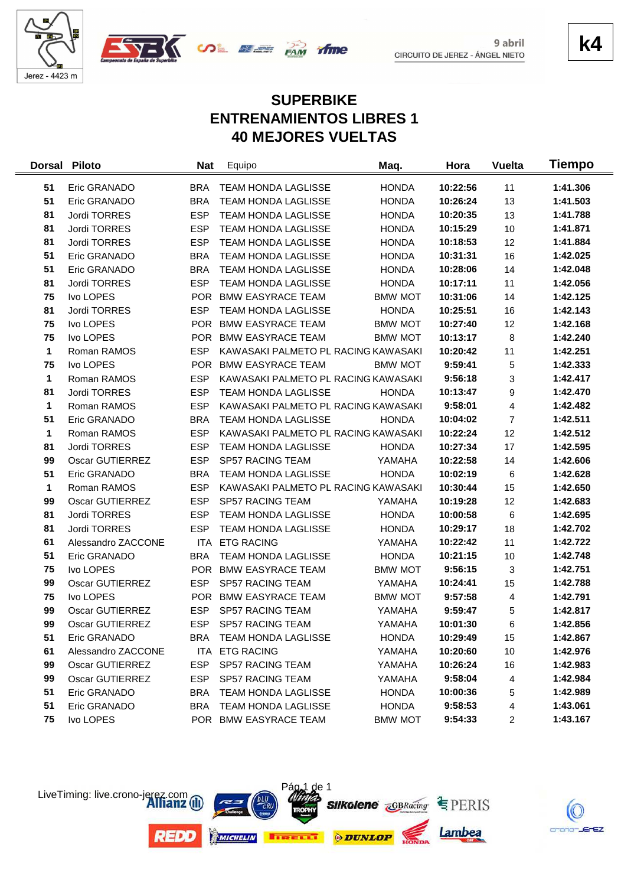Jerez - 4423 m

9 abril
CIRCUITO DE JEREZ - ÁNGEL NIETO

**k4**

# SUPERBIKE
# ENTRENAMIENTOS LIBRES 1
# 40 MEJORES VUELTAS

| Dorsal | Piloto | Nat | Equipo | Maq. | Hora | Vuelta | Tiempo |
|---|---|---|---|---|---|---|---|
| 51 | Eric GRANADO | BRA | TEAM HONDA LAGLISSE | HONDA | 10:22:56 | 11 | 1:41.306 |
| 51 | Eric GRANADO | BRA | TEAM HONDA LAGLISSE | HONDA | 10:26:24 | 13 | 1:41.503 |
| 81 | Jordi TORRES | ESP | TEAM HONDA LAGLISSE | HONDA | 10:20:35 | 13 | 1:41.788 |
| 81 | Jordi TORRES | ESP | TEAM HONDA LAGLISSE | HONDA | 10:15:29 | 10 | 1:41.871 |
| 81 | Jordi TORRES | ESP | TEAM HONDA LAGLISSE | HONDA | 10:18:53 | 12 | 1:41.884 |
| 51 | Eric GRANADO | BRA | TEAM HONDA LAGLISSE | HONDA | 10:31:31 | 16 | 1:42.025 |
| 51 | Eric GRANADO | BRA | TEAM HONDA LAGLISSE | HONDA | 10:28:06 | 14 | 1:42.048 |
| 81 | Jordi TORRES | ESP | TEAM HONDA LAGLISSE | HONDA | 10:17:11 | 11 | 1:42.056 |
| 75 | Ivo LOPES | POR | BMW EASYRACE TEAM | BMW MOT | 10:31:06 | 14 | 1:42.125 |
| 81 | Jordi TORRES | ESP | TEAM HONDA LAGLISSE | HONDA | 10:25:51 | 16 | 1:42.143 |
| 75 | Ivo LOPES | POR | BMW EASYRACE TEAM | BMW MOT | 10:27:40 | 12 | 1:42.168 |
| 75 | Ivo LOPES | POR | BMW EASYRACE TEAM | BMW MOT | 10:13:17 | 8 | 1:42.240 |
| 1 | Roman RAMOS | ESP | KAWASAKI PALMETO PL RACING | KAWASAKI | 10:20:42 | 11 | 1:42.251 |
| 75 | Ivo LOPES | POR | BMW EASYRACE TEAM | BMW MOT | 9:59:41 | 5 | 1:42.333 |
| 1 | Roman RAMOS | ESP | KAWASAKI PALMETO PL RACING | KAWASAKI | 9:56:18 | 3 | 1:42.417 |
| 81 | Jordi TORRES | ESP | TEAM HONDA LAGLISSE | HONDA | 10:13:47 | 9 | 1:42.470 |
| 1 | Roman RAMOS | ESP | KAWASAKI PALMETO PL RACING | KAWASAKI | 9:58:01 | 4 | 1:42.482 |
| 51 | Eric GRANADO | BRA | TEAM HONDA LAGLISSE | HONDA | 10:04:02 | 7 | 1:42.511 |
| 1 | Roman RAMOS | ESP | KAWASAKI PALMETO PL RACING | KAWASAKI | 10:22:24 | 12 | 1:42.512 |
| 81 | Jordi TORRES | ESP | TEAM HONDA LAGLISSE | HONDA | 10:27:34 | 17 | 1:42.595 |
| 99 | Oscar GUTIERREZ | ESP | SP57 RACING TEAM | YAMAHA | 10:22:58 | 14 | 1:42.606 |
| 51 | Eric GRANADO | BRA | TEAM HONDA LAGLISSE | HONDA | 10:02:19 | 6 | 1:42.628 |
| 1 | Roman RAMOS | ESP | KAWASAKI PALMETO PL RACING | KAWASAKI | 10:30:44 | 15 | 1:42.650 |
| 99 | Oscar GUTIERREZ | ESP | SP57 RACING TEAM | YAMAHA | 10:19:28 | 12 | 1:42.683 |
| 81 | Jordi TORRES | ESP | TEAM HONDA LAGLISSE | HONDA | 10:00:58 | 6 | 1:42.695 |
| 81 | Jordi TORRES | ESP | TEAM HONDA LAGLISSE | HONDA | 10:29:17 | 18 | 1:42.702 |
| 61 | Alessandro ZACCONE | ITA | ETG RACING | YAMAHA | 10:22:42 | 11 | 1:42.722 |
| 51 | Eric GRANADO | BRA | TEAM HONDA LAGLISSE | HONDA | 10:21:15 | 10 | 1:42.748 |
| 75 | Ivo LOPES | POR | BMW EASYRACE TEAM | BMW MOT | 9:56:15 | 3 | 1:42.751 |
| 99 | Oscar GUTIERREZ | ESP | SP57 RACING TEAM | YAMAHA | 10:24:41 | 15 | 1:42.788 |
| 75 | Ivo LOPES | POR | BMW EASYRACE TEAM | BMW MOT | 9:57:58 | 4 | 1:42.791 |
| 99 | Oscar GUTIERREZ | ESP | SP57 RACING TEAM | YAMAHA | 9:59:47 | 5 | 1:42.817 |
| 99 | Oscar GUTIERREZ | ESP | SP57 RACING TEAM | YAMAHA | 10:01:30 | 6 | 1:42.856 |
| 51 | Eric GRANADO | BRA | TEAM HONDA LAGLISSE | HONDA | 10:29:49 | 15 | 1:42.867 |
| 61 | Alessandro ZACCONE | ITA | ETG RACING | YAMAHA | 10:20:60 | 10 | 1:42.976 |
| 99 | Oscar GUTIERREZ | ESP | SP57 RACING TEAM | YAMAHA | 10:26:24 | 16 | 1:42.983 |
| 99 | Oscar GUTIERREZ | ESP | SP57 RACING TEAM | YAMAHA | 9:58:04 | 4 | 1:42.984 |
| 51 | Eric GRANADO | BRA | TEAM HONDA LAGLISSE | HONDA | 10:00:36 | 5 | 1:42.989 |
| 51 | Eric GRANADO | BRA | TEAM HONDA LAGLISSE | HONDA | 9:58:53 | 4 | 1:43.061 |
| 75 | Ivo LOPES | POR | BMW EASYRACE TEAM | BMW MOT | 9:54:33 | 2 | 1:43.167 |

LiveTiming: live.crono-jerez.com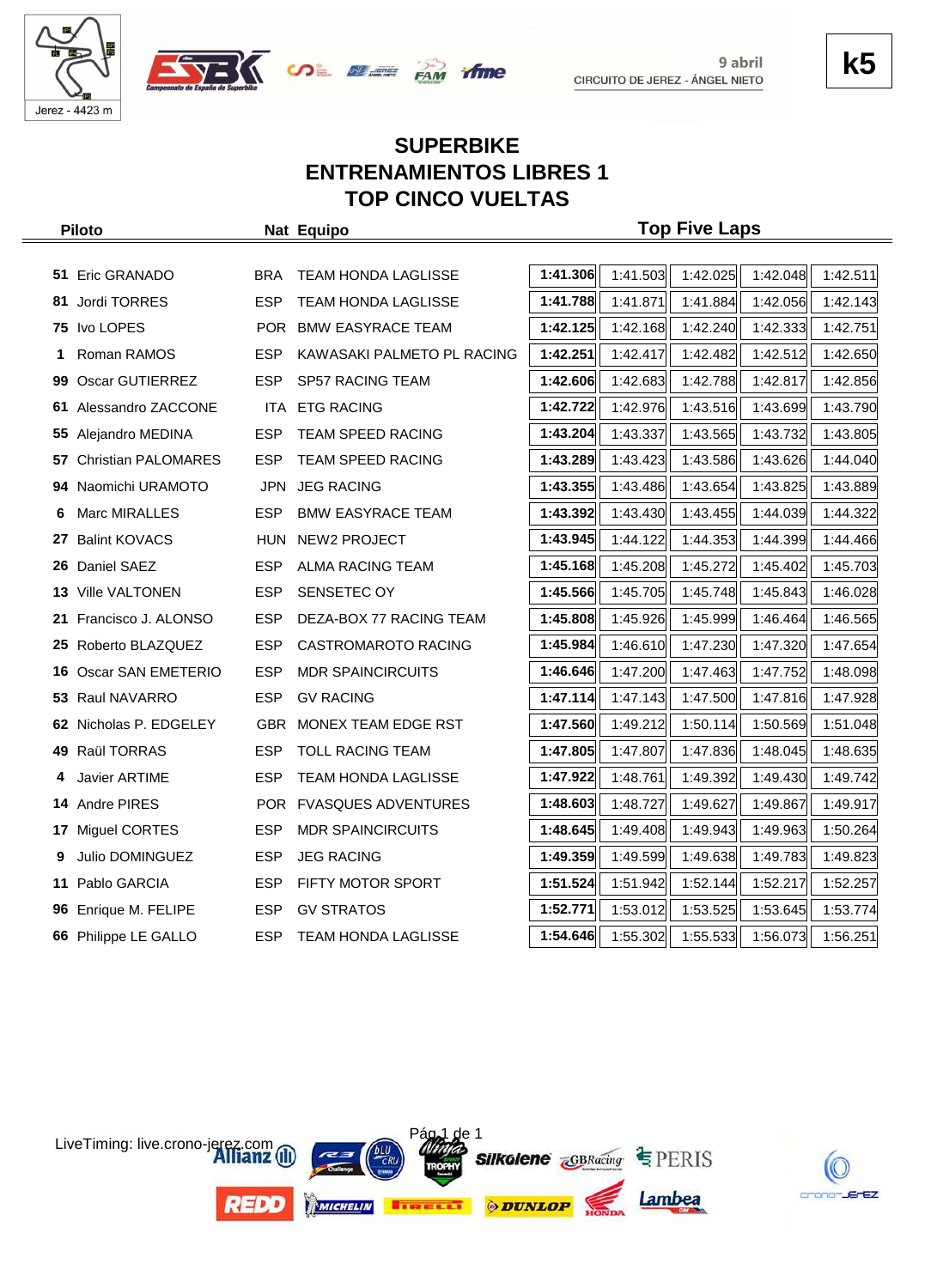Jerez - 4423 m

9 abril
CIRCUITO DE JEREZ - ÁNGEL NIETO

**k5**

## SUPERBIKE
## ENTRENAMIENTOS LIBRES 1
## TOP CINCO VUELTAS

| | Piloto | Nat | Equipo | Top Five Laps | | | | |
|---|---|---|---|---|---|---|---|---|
| 51 | Eric GRANADO | BRA | TEAM HONDA LAGLISSE | **1:41.306** | 1:41.503 | 1:42.025 | 1:42.048 | 1:42.511 |
| 81 | Jordi TORRES | ESP | TEAM HONDA LAGLISSE | **1:41.788** | 1:41.871 | 1:41.884 | 1:42.056 | 1:42.143 |
| 75 | Ivo LOPES | POR | BMW EASYRACE TEAM | **1:42.125** | 1:42.168 | 1:42.240 | 1:42.333 | 1:42.751 |
| 1 | Roman RAMOS | ESP | KAWASAKI PALMETO PL RACING | **1:42.251** | 1:42.417 | 1:42.482 | 1:42.512 | 1:42.650 |
| 99 | Oscar GUTIERREZ | ESP | SP57 RACING TEAM | **1:42.606** | 1:42.683 | 1:42.788 | 1:42.817 | 1:42.856 |
| 61 | Alessandro ZACCONE | ITA | ETG RACING | **1:42.722** | 1:42.976 | 1:43.516 | 1:43.699 | 1:43.790 |
| 55 | Alejandro MEDINA | ESP | TEAM SPEED RACING | **1:43.204** | 1:43.337 | 1:43.565 | 1:43.732 | 1:43.805 |
| 57 | Christian PALOMARES | ESP | TEAM SPEED RACING | **1:43.289** | 1:43.423 | 1:43.586 | 1:43.626 | 1:44.040 |
| 94 | Naomichi URAMOTO | JPN | JEG RACING | **1:43.355** | 1:43.486 | 1:43.654 | 1:43.825 | 1:43.889 |
| 6 | Marc MIRALLES | ESP | BMW EASYRACE TEAM | **1:43.392** | 1:43.430 | 1:43.455 | 1:44.039 | 1:44.322 |
| 27 | Balint KOVACS | HUN | NEW2 PROJECT | **1:43.945** | 1:44.122 | 1:44.353 | 1:44.399 | 1:44.466 |
| 26 | Daniel SAEZ | ESP | ALMA RACING TEAM | **1:45.168** | 1:45.208 | 1:45.272 | 1:45.402 | 1:45.703 |
| 13 | Ville VALTONEN | ESP | SENSETEC OY | **1:45.566** | 1:45.705 | 1:45.748 | 1:45.843 | 1:46.028 |
| 21 | Francisco J. ALONSO | ESP | DEZA-BOX 77 RACING TEAM | **1:45.808** | 1:45.926 | 1:45.999 | 1:46.464 | 1:46.565 |
| 25 | Roberto BLAZQUEZ | ESP | CASTROMAROTO RACING | **1:45.984** | 1:46.610 | 1:47.230 | 1:47.320 | 1:47.654 |
| 16 | Oscar SAN EMETERIO | ESP | MDR SPAINCIRCUITS | **1:46.646** | 1:47.200 | 1:47.463 | 1:47.752 | 1:48.098 |
| 53 | Raul NAVARRO | ESP | GV RACING | **1:47.114** | 1:47.143 | 1:47.500 | 1:47.816 | 1:47.928 |
| 62 | Nicholas P. EDGELEY | GBR | MONEX TEAM EDGE RST | **1:47.560** | 1:49.212 | 1:50.114 | 1:50.569 | 1:51.048 |
| 49 | Raül TORRAS | ESP | TOLL RACING TEAM | **1:47.805** | 1:47.807 | 1:47.836 | 1:48.045 | 1:48.635 |
| 4 | Javier ARTIME | ESP | TEAM HONDA LAGLISSE | **1:47.922** | 1:48.761 | 1:49.392 | 1:49.430 | 1:49.742 |
| 14 | Andre PIRES | POR | FVASQUES ADVENTURES | **1:48.603** | 1:48.727 | 1:49.627 | 1:49.867 | 1:49.917 |
| 17 | Miguel CORTES | ESP | MDR SPAINCIRCUITS | **1:48.645** | 1:49.408 | 1:49.943 | 1:49.963 | 1:50.264 |
| 9 | Julio DOMINGUEZ | ESP | JEG RACING | **1:49.359** | 1:49.599 | 1:49.638 | 1:49.783 | 1:49.823 |
| 11 | Pablo GARCIA | ESP | FIFTY MOTOR SPORT | **1:51.524** | 1:51.942 | 1:52.144 | 1:52.217 | 1:52.257 |
| 96 | Enrique M. FELIPE | ESP | GV STRATOS | **1:52.771** | 1:53.012 | 1:53.525 | 1:53.645 | 1:53.774 |
| 66 | Philippe LE GALLO | ESP | TEAM HONDA LAGLISSE | **1:54.646** | 1:55.302 | 1:55.533 | 1:56.073 | 1:56.251 |

LiveTiming: live.crono-jerez.com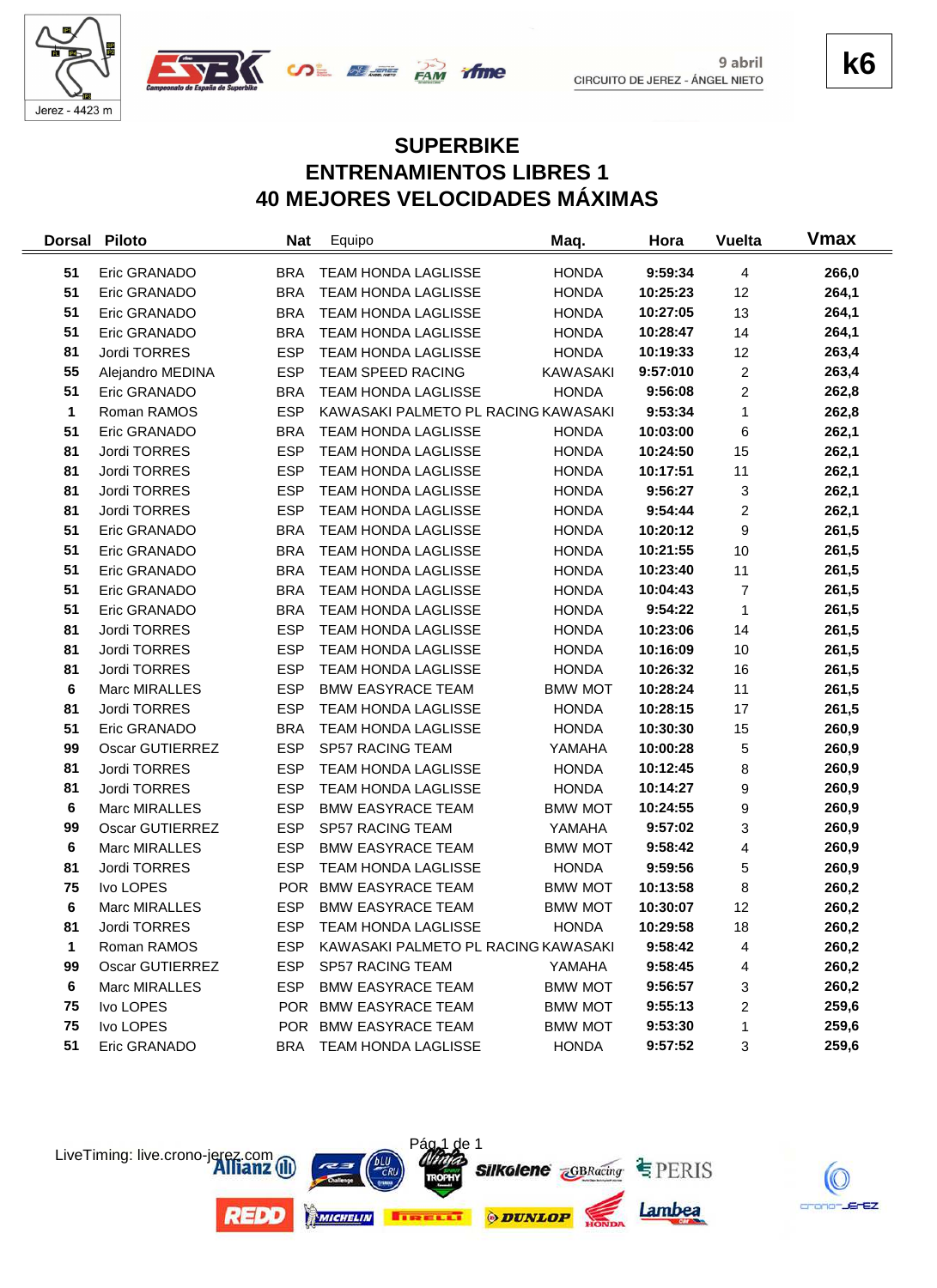k6

9 abril
CIRCUITO DE JEREZ - ÁNGEL NIETO

# SUPERBIKE
## ENTRENAMIENTOS LIBRES 1
## 40 MEJORES VELOCIDADES MÁXIMAS

| Dorsal | Piloto | Nat | Equipo | Maq. | Hora | Vuelta | Vmax |
|---|---|---|---|---|---|---|---|
| 51 | Eric GRANADO | BRA | TEAM HONDA LAGLISSE | HONDA | 9:59:34 | 4 | 266,0 |
| 51 | Eric GRANADO | BRA | TEAM HONDA LAGLISSE | HONDA | 10:25:23 | 12 | 264,1 |
| 51 | Eric GRANADO | BRA | TEAM HONDA LAGLISSE | HONDA | 10:27:05 | 13 | 264,1 |
| 51 | Eric GRANADO | BRA | TEAM HONDA LAGLISSE | HONDA | 10:28:47 | 14 | 264,1 |
| 81 | Jordi TORRES | ESP | TEAM HONDA LAGLISSE | HONDA | 10:19:33 | 12 | 263,4 |
| 55 | Alejandro MEDINA | ESP | TEAM SPEED RACING | KAWASAKI | 9:57:010 | 2 | 263,4 |
| 51 | Eric GRANADO | BRA | TEAM HONDA LAGLISSE | HONDA | 9:56:08 | 2 | 262,8 |
| 1 | Roman RAMOS | ESP | KAWASAKI PALMETO PL RACING | KAWASAKI | 9:53:34 | 1 | 262,8 |
| 51 | Eric GRANADO | BRA | TEAM HONDA LAGLISSE | HONDA | 10:03:00 | 6 | 262,1 |
| 81 | Jordi TORRES | ESP | TEAM HONDA LAGLISSE | HONDA | 10:24:50 | 15 | 262,1 |
| 81 | Jordi TORRES | ESP | TEAM HONDA LAGLISSE | HONDA | 10:17:51 | 11 | 262,1 |
| 81 | Jordi TORRES | ESP | TEAM HONDA LAGLISSE | HONDA | 9:56:27 | 3 | 262,1 |
| 81 | Jordi TORRES | ESP | TEAM HONDA LAGLISSE | HONDA | 9:54:44 | 2 | 262,1 |
| 51 | Eric GRANADO | BRA | TEAM HONDA LAGLISSE | HONDA | 10:20:12 | 9 | 261,5 |
| 51 | Eric GRANADO | BRA | TEAM HONDA LAGLISSE | HONDA | 10:21:55 | 10 | 261,5 |
| 51 | Eric GRANADO | BRA | TEAM HONDA LAGLISSE | HONDA | 10:23:40 | 11 | 261,5 |
| 51 | Eric GRANADO | BRA | TEAM HONDA LAGLISSE | HONDA | 10:04:43 | 7 | 261,5 |
| 51 | Eric GRANADO | BRA | TEAM HONDA LAGLISSE | HONDA | 9:54:22 | 1 | 261,5 |
| 81 | Jordi TORRES | ESP | TEAM HONDA LAGLISSE | HONDA | 10:23:06 | 14 | 261,5 |
| 81 | Jordi TORRES | ESP | TEAM HONDA LAGLISSE | HONDA | 10:16:09 | 10 | 261,5 |
| 81 | Jordi TORRES | ESP | TEAM HONDA LAGLISSE | HONDA | 10:26:32 | 16 | 261,5 |
| 6 | Marc MIRALLES | ESP | BMW EASYRACE TEAM | BMW MOT | 10:28:24 | 11 | 261,5 |
| 81 | Jordi TORRES | ESP | TEAM HONDA LAGLISSE | HONDA | 10:28:15 | 17 | 261,5 |
| 51 | Eric GRANADO | BRA | TEAM HONDA LAGLISSE | HONDA | 10:30:30 | 15 | 260,9 |
| 99 | Oscar GUTIERREZ | ESP | SP57 RACING TEAM | YAMAHA | 10:00:28 | 5 | 260,9 |
| 81 | Jordi TORRES | ESP | TEAM HONDA LAGLISSE | HONDA | 10:12:45 | 8 | 260,9 |
| 81 | Jordi TORRES | ESP | TEAM HONDA LAGLISSE | HONDA | 10:14:27 | 9 | 260,9 |
| 6 | Marc MIRALLES | ESP | BMW EASYRACE TEAM | BMW MOT | 10:24:55 | 9 | 260,9 |
| 99 | Oscar GUTIERREZ | ESP | SP57 RACING TEAM | YAMAHA | 9:57:02 | 3 | 260,9 |
| 6 | Marc MIRALLES | ESP | BMW EASYRACE TEAM | BMW MOT | 9:58:42 | 4 | 260,9 |
| 81 | Jordi TORRES | ESP | TEAM HONDA LAGLISSE | HONDA | 9:59:56 | 5 | 260,9 |
| 75 | Ivo LOPES | POR | BMW EASYRACE TEAM | BMW MOT | 10:13:58 | 8 | 260,2 |
| 6 | Marc MIRALLES | ESP | BMW EASYRACE TEAM | BMW MOT | 10:30:07 | 12 | 260,2 |
| 81 | Jordi TORRES | ESP | TEAM HONDA LAGLISSE | HONDA | 10:29:58 | 18 | 260,2 |
| 1 | Roman RAMOS | ESP | KAWASAKI PALMETO PL RACING | KAWASAKI | 9:58:42 | 4 | 260,2 |
| 99 | Oscar GUTIERREZ | ESP | SP57 RACING TEAM | YAMAHA | 9:58:45 | 4 | 260,2 |
| 6 | Marc MIRALLES | ESP | BMW EASYRACE TEAM | BMW MOT | 9:56:57 | 3 | 260,2 |
| 75 | Ivo LOPES | POR | BMW EASYRACE TEAM | BMW MOT | 9:55:13 | 2 | 259,6 |
| 75 | Ivo LOPES | POR | BMW EASYRACE TEAM | BMW MOT | 9:53:30 | 1 | 259,6 |
| 51 | Eric GRANADO | BRA | TEAM HONDA LAGLISSE | HONDA | 9:57:52 | 3 | 259,6 |

LiveTiming: live.crono-jerez.com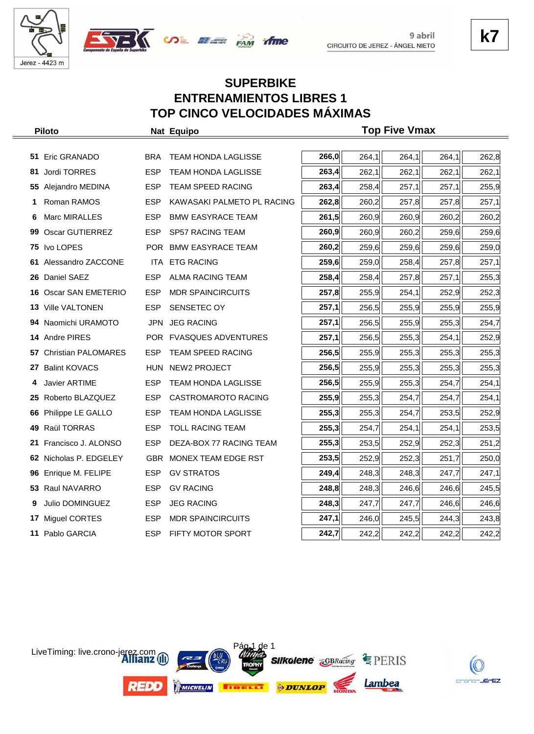Jerez - 4423 m

9 abril
CIRCUITO DE JEREZ - ÁNGEL NIETO

k7

# SUPERBIKE
# ENTRENAMIENTOS LIBRES 1
# TOP CINCO VELOCIDADES MÁXIMAS

| | Piloto | Nat | Equipo | Top Five Vmax | | | | |
|---|---|---|---|---|---|---|---|---|
| 51 | Eric GRANADO | BRA | TEAM HONDA LAGLISSE | **266,0** | 264,1 | 264,1 | 264,1 | 262,8 |
| 81 | Jordi TORRES | ESP | TEAM HONDA LAGLISSE | **263,4** | 262,1 | 262,1 | 262,1 | 262,1 |
| 55 | Alejandro MEDINA | ESP | TEAM SPEED RACING | **263,4** | 258,4 | 257,1 | 257,1 | 255,9 |
| 1 | Roman RAMOS | ESP | KAWASAKI PALMETO PL RACING | **262,8** | 260,2 | 257,8 | 257,8 | 257,1 |
| 6 | Marc MIRALLES | ESP | BMW EASYRACE TEAM | **261,5** | 260,9 | 260,9 | 260,2 | 260,2 |
| 99 | Oscar GUTIERREZ | ESP | SP57 RACING TEAM | **260,9** | 260,9 | 260,2 | 259,6 | 259,6 |
| 75 | Ivo LOPES | POR | BMW EASYRACE TEAM | **260,2** | 259,6 | 259,6 | 259,6 | 259,0 |
| 61 | Alessandro ZACCONE | ITA | ETG RACING | **259,6** | 259,0 | 258,4 | 257,8 | 257,1 |
| 26 | Daniel SAEZ | ESP | ALMA RACING TEAM | **258,4** | 258,4 | 257,8 | 257,1 | 255,3 |
| 16 | Oscar SAN EMETERIO | ESP | MDR SPAINCIRCUITS | **257,8** | 255,9 | 254,1 | 252,9 | 252,3 |
| 13 | Ville VALTONEN | ESP | SENSETEC OY | **257,1** | 256,5 | 255,9 | 255,9 | 255,9 |
| 94 | Naomichi URAMOTO | JPN | JEG RACING | **257,1** | 256,5 | 255,9 | 255,3 | 254,7 |
| 14 | Andre PIRES | POR | FVASQUES ADVENTURES | **257,1** | 256,5 | 255,3 | 254,1 | 252,9 |
| 57 | Christian PALOMARES | ESP | TEAM SPEED RACING | **256,5** | 255,9 | 255,3 | 255,3 | 255,3 |
| 27 | Balint KOVACS | HUN | NEW2 PROJECT | **256,5** | 255,9 | 255,3 | 255,3 | 255,3 |
| 4 | Javier ARTIME | ESP | TEAM HONDA LAGLISSE | **256,5** | 255,9 | 255,3 | 254,7 | 254,1 |
| 25 | Roberto BLAZQUEZ | ESP | CASTROMAROTO RACING | **255,9** | 255,3 | 254,7 | 254,7 | 254,1 |
| 66 | Philippe LE GALLO | ESP | TEAM HONDA LAGLISSE | **255,3** | 255,3 | 254,7 | 253,5 | 252,9 |
| 49 | Raül TORRAS | ESP | TOLL RACING TEAM | **255,3** | 254,7 | 254,1 | 254,1 | 253,5 |
| 21 | Francisco J. ALONSO | ESP | DEZA-BOX 77 RACING TEAM | **255,3** | 253,5 | 252,9 | 252,3 | 251,2 |
| 62 | Nicholas P. EDGELEY | GBR | MONEX TEAM EDGE RST | **253,5** | 252,9 | 252,3 | 251,7 | 250,0 |
| 96 | Enrique M. FELIPE | ESP | GV STRATOS | **249,4** | 248,3 | 248,3 | 247,7 | 247,1 |
| 53 | Raul NAVARRO | ESP | GV RACING | **248,8** | 248,3 | 246,6 | 246,6 | 245,5 |
| 9 | Julio DOMINGUEZ | ESP | JEG RACING | **248,3** | 247,7 | 247,7 | 246,6 | 246,6 |
| 17 | Miguel CORTES | ESP | MDR SPAINCIRCUITS | **247,1** | 246,0 | 245,5 | 244,3 | 243,8 |
| 11 | Pablo GARCIA | ESP | FIFTY MOTOR SPORT | **242,7** | 242,2 | 242,2 | 242,2 | 242,2 |

LiveTiming: live.crono-jerez.com